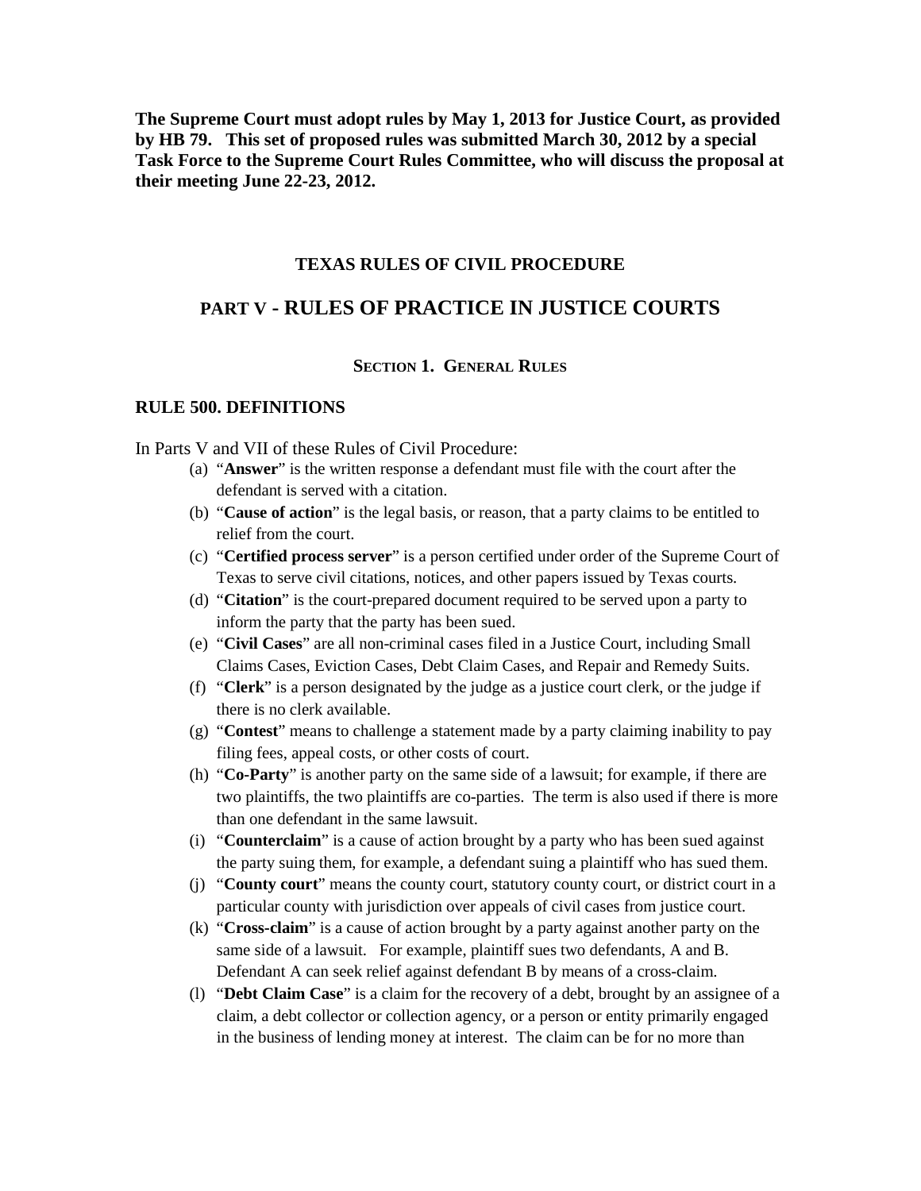**The Supreme Court must adopt rules by May 1, 2013 for Justice Court, as provided by HB 79. This set of proposed rules was submitted March 30, 2012 by a special Task Force to the Supreme Court Rules Committee, who will discuss the proposal at their meeting June 22-23, 2012.**

# TEXAS RULES OF CIVIL PROCEDURE

# PART V - RULES OF PRACTICE IN JUSTICE COURTS

## SECTION 1. GENERAL RULES

### RULE 500. DEFINITIONS

In Parts V and VII of these Rules of Civil Procedure:

(a) "**Answer**" is the written response a defendant must file with the court after the defendant is served with a citation.

(b) "**Cause of action**" is the legal basis, or reason, that a party claims to be entitled to relief from the court.

(c) "**Certified process server**" is a person certified under order of the Supreme Court of Texas to serve civil citations, notices, and other papers issued by Texas courts.

(d) "**Citation**" is the court-prepared document required to be served upon a party to inform the party that the party has been sued.

(e) "**Civil Cases**" are all non-criminal cases filed in a Justice Court, including Small Claims Cases, Eviction Cases, Debt Claim Cases, and Repair and Remedy Suits.

(f) "**Clerk**" is a person designated by the judge as a justice court clerk, or the judge if there is no clerk available.

(g) "**Contest**" means to challenge a statement made by a party claiming inability to pay filing fees, appeal costs, or other costs of court.

(h) "**Co-Party**" is another party on the same side of a lawsuit; for example, if there are two plaintiffs, the two plaintiffs are co-parties. The term is also used if there is more than one defendant in the same lawsuit.

(i) "**Counterclaim**" is a cause of action brought by a party who has been sued against the party suing them, for example, a defendant suing a plaintiff who has sued them.

(j) "**County court**" means the county court, statutory county court, or district court in a particular county with jurisdiction over appeals of civil cases from justice court.

(k) "**Cross-claim**" is a cause of action brought by a party against another party on the same side of a lawsuit. For example, plaintiff sues two defendants, A and B. Defendant A can seek relief against defendant B by means of a cross-claim.

(l) "**Debt Claim Case**" is a claim for the recovery of a debt, brought by an assignee of a claim, a debt collector or collection agency, or a person or entity primarily engaged in the business of lending money at interest. The claim can be for no more than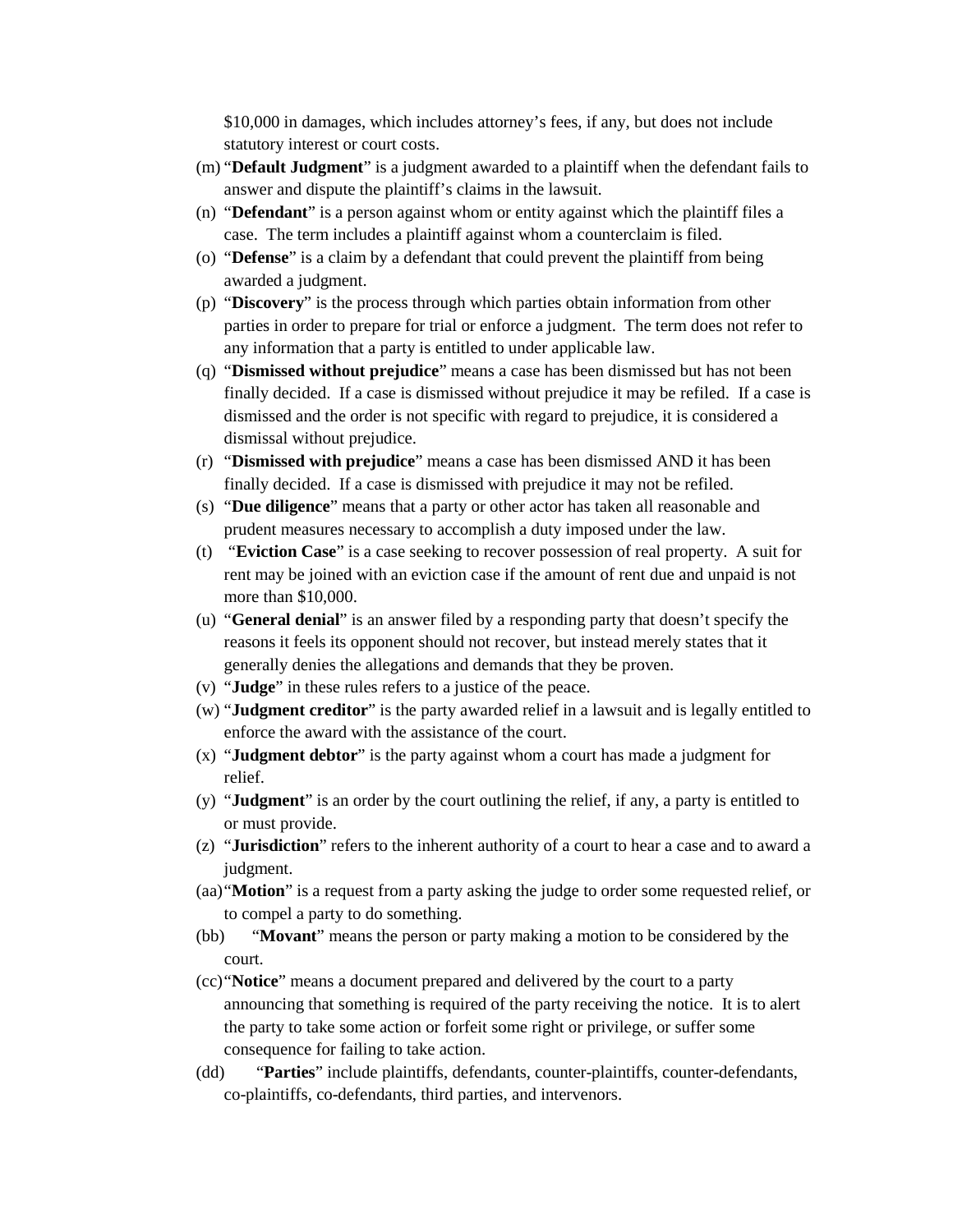$10,000 in damages, which includes attorney's fees, if any, but does not include statutory interest or court costs.

(m) "**Default Judgment**" is a judgment awarded to a plaintiff when the defendant fails to answer and dispute the plaintiff's claims in the lawsuit.

(n) "**Defendant**" is a person against whom or entity against which the plaintiff files a case. The term includes a plaintiff against whom a counterclaim is filed.

(o) "**Defense**" is a claim by a defendant that could prevent the plaintiff from being awarded a judgment.

(p) "**Discovery**" is the process through which parties obtain information from other parties in order to prepare for trial or enforce a judgment. The term does not refer to any information that a party is entitled to under applicable law.

(q) "**Dismissed without prejudice**" means a case has been dismissed but has not been finally decided. If a case is dismissed without prejudice it may be refiled. If a case is dismissed and the order is not specific with regard to prejudice, it is considered a dismissal without prejudice.

(r) "**Dismissed with prejudice**" means a case has been dismissed AND it has been finally decided. If a case is dismissed with prejudice it may not be refiled.

(s) "**Due diligence**" means that a party or other actor has taken all reasonable and prudent measures necessary to accomplish a duty imposed under the law.

(t) "**Eviction Case**" is a case seeking to recover possession of real property. A suit for rent may be joined with an eviction case if the amount of rent due and unpaid is not more than $10,000.

(u) "**General denial**" is an answer filed by a responding party that doesn't specify the reasons it feels its opponent should not recover, but instead merely states that it generally denies the allegations and demands that they be proven.

(v) "**Judge**" in these rules refers to a justice of the peace.

(w) "**Judgment creditor**" is the party awarded relief in a lawsuit and is legally entitled to enforce the award with the assistance of the court.

(x) "**Judgment debtor**" is the party against whom a court has made a judgment for relief.

(y) "**Judgment**" is an order by the court outlining the relief, if any, a party is entitled to or must provide.

(z) "**Jurisdiction**" refers to the inherent authority of a court to hear a case and to award a judgment.

(aa) "**Motion**" is a request from a party asking the judge to order some requested relief, or to compel a party to do something.

(bb) "**Movant**" means the person or party making a motion to be considered by the court.

(cc) "**Notice**" means a document prepared and delivered by the court to a party announcing that something is required of the party receiving the notice. It is to alert the party to take some action or forfeit some right or privilege, or suffer some consequence for failing to take action.

(dd) "**Parties**" include plaintiffs, defendants, counter-plaintiffs, counter-defendants, co-plaintiffs, co-defendants, third parties, and intervenors.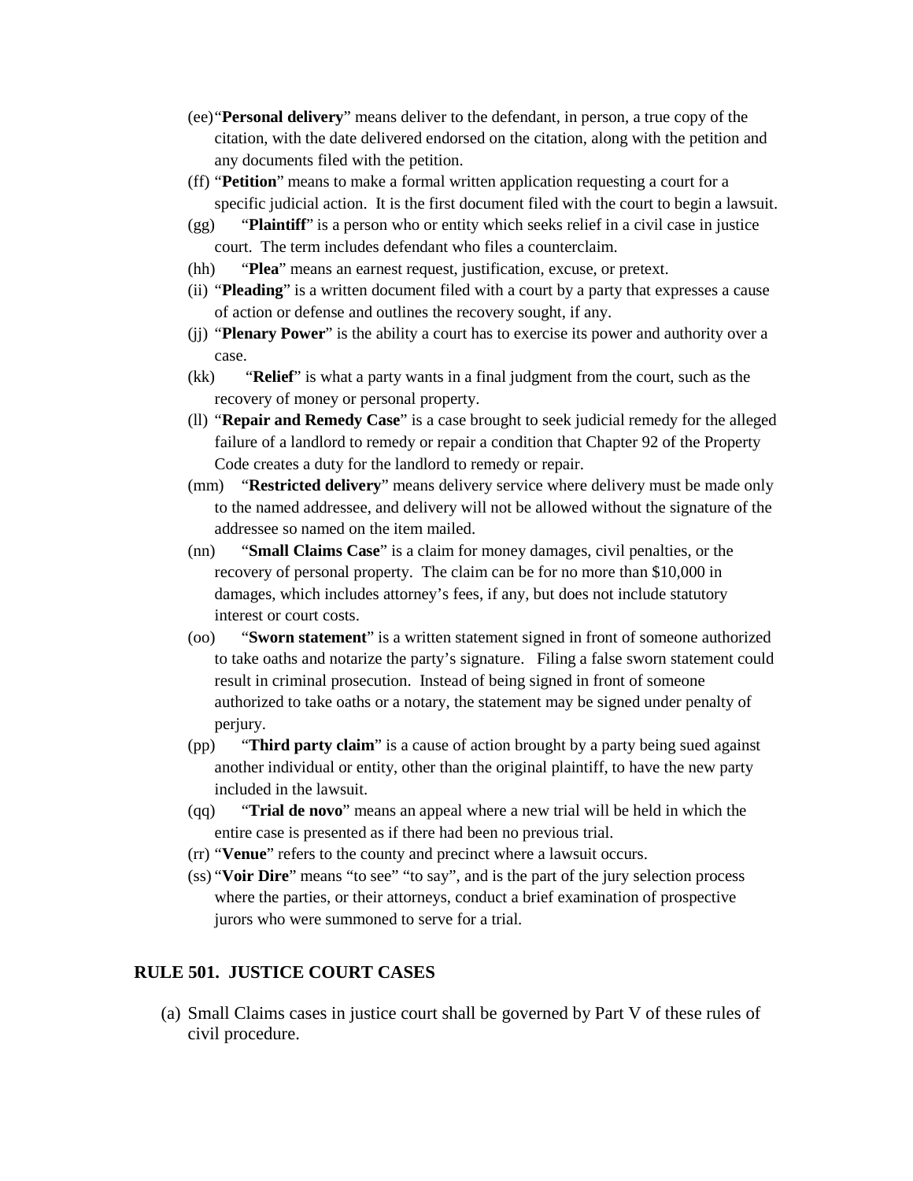(ee) "**Personal delivery**" means deliver to the defendant, in person, a true copy of the citation, with the date delivered endorsed on the citation, along with the petition and any documents filed with the petition.

(ff) "**Petition**" means to make a formal written application requesting a court for a specific judicial action. It is the first document filed with the court to begin a lawsuit.

(gg) "**Plaintiff**" is a person who or entity which seeks relief in a civil case in justice court. The term includes defendant who files a counterclaim.

(hh) "**Plea**" means an earnest request, justification, excuse, or pretext.

(ii) "**Pleading**" is a written document filed with a court by a party that expresses a cause of action or defense and outlines the recovery sought, if any.

(jj) "**Plenary Power**" is the ability a court has to exercise its power and authority over a case.

(kk) "**Relief**" is what a party wants in a final judgment from the court, such as the recovery of money or personal property.

(ll) "**Repair and Remedy Case**" is a case brought to seek judicial remedy for the alleged failure of a landlord to remedy or repair a condition that Chapter 92 of the Property Code creates a duty for the landlord to remedy or repair.

(mm) "**Restricted delivery**" means delivery service where delivery must be made only to the named addressee, and delivery will not be allowed without the signature of the addressee so named on the item mailed.

(nn) "**Small Claims Case**" is a claim for money damages, civil penalties, or the recovery of personal property. The claim can be for no more than $10,000 in damages, which includes attorney's fees, if any, but does not include statutory interest or court costs.

(oo) "**Sworn statement**" is a written statement signed in front of someone authorized to take oaths and notarize the party's signature. Filing a false sworn statement could result in criminal prosecution. Instead of being signed in front of someone authorized to take oaths or a notary, the statement may be signed under penalty of perjury.

(pp) "**Third party claim**" is a cause of action brought by a party being sued against another individual or entity, other than the original plaintiff, to have the new party included in the lawsuit.

(qq) "**Trial de novo**" means an appeal where a new trial will be held in which the entire case is presented as if there had been no previous trial.

(rr) "**Venue**" refers to the county and precinct where a lawsuit occurs.

(ss) "**Voir Dire**" means "to see" "to say", and is the part of the jury selection process where the parties, or their attorneys, conduct a brief examination of prospective jurors who were summoned to serve for a trial.

## RULE 501. JUSTICE COURT CASES

(a) Small Claims cases in justice court shall be governed by Part V of these rules of civil procedure.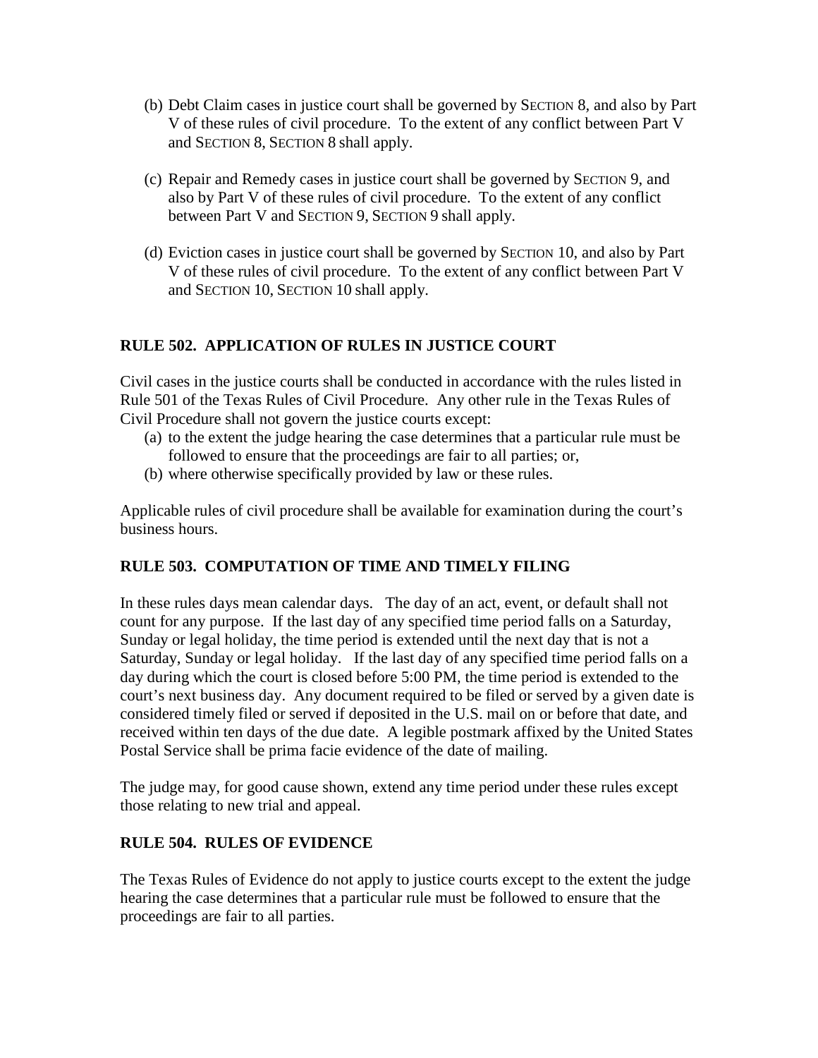(b) Debt Claim cases in justice court shall be governed by SECTION 8, and also by Part V of these rules of civil procedure. To the extent of any conflict between Part V and SECTION 8, SECTION 8 shall apply.

(c) Repair and Remedy cases in justice court shall be governed by SECTION 9, and also by Part V of these rules of civil procedure. To the extent of any conflict between Part V and SECTION 9, SECTION 9 shall apply.

(d) Eviction cases in justice court shall be governed by SECTION 10, and also by Part V of these rules of civil procedure. To the extent of any conflict between Part V and SECTION 10, SECTION 10 shall apply.

### RULE 502. APPLICATION OF RULES IN JUSTICE COURT

Civil cases in the justice courts shall be conducted in accordance with the rules listed in Rule 501 of the Texas Rules of Civil Procedure. Any other rule in the Texas Rules of Civil Procedure shall not govern the justice courts except:

(a) to the extent the judge hearing the case determines that a particular rule must be followed to ensure that the proceedings are fair to all parties; or,

(b) where otherwise specifically provided by law or these rules.

Applicable rules of civil procedure shall be available for examination during the court's business hours.

### RULE 503. COMPUTATION OF TIME AND TIMELY FILING

In these rules days mean calendar days. The day of an act, event, or default shall not count for any purpose. If the last day of any specified time period falls on a Saturday, Sunday or legal holiday, the time period is extended until the next day that is not a Saturday, Sunday or legal holiday. If the last day of any specified time period falls on a day during which the court is closed before 5:00 PM, the time period is extended to the court's next business day. Any document required to be filed or served by a given date is considered timely filed or served if deposited in the U.S. mail on or before that date, and received within ten days of the due date. A legible postmark affixed by the United States Postal Service shall be prima facie evidence of the date of mailing.

The judge may, for good cause shown, extend any time period under these rules except those relating to new trial and appeal.

### RULE 504. RULES OF EVIDENCE

The Texas Rules of Evidence do not apply to justice courts except to the extent the judge hearing the case determines that a particular rule must be followed to ensure that the proceedings are fair to all parties.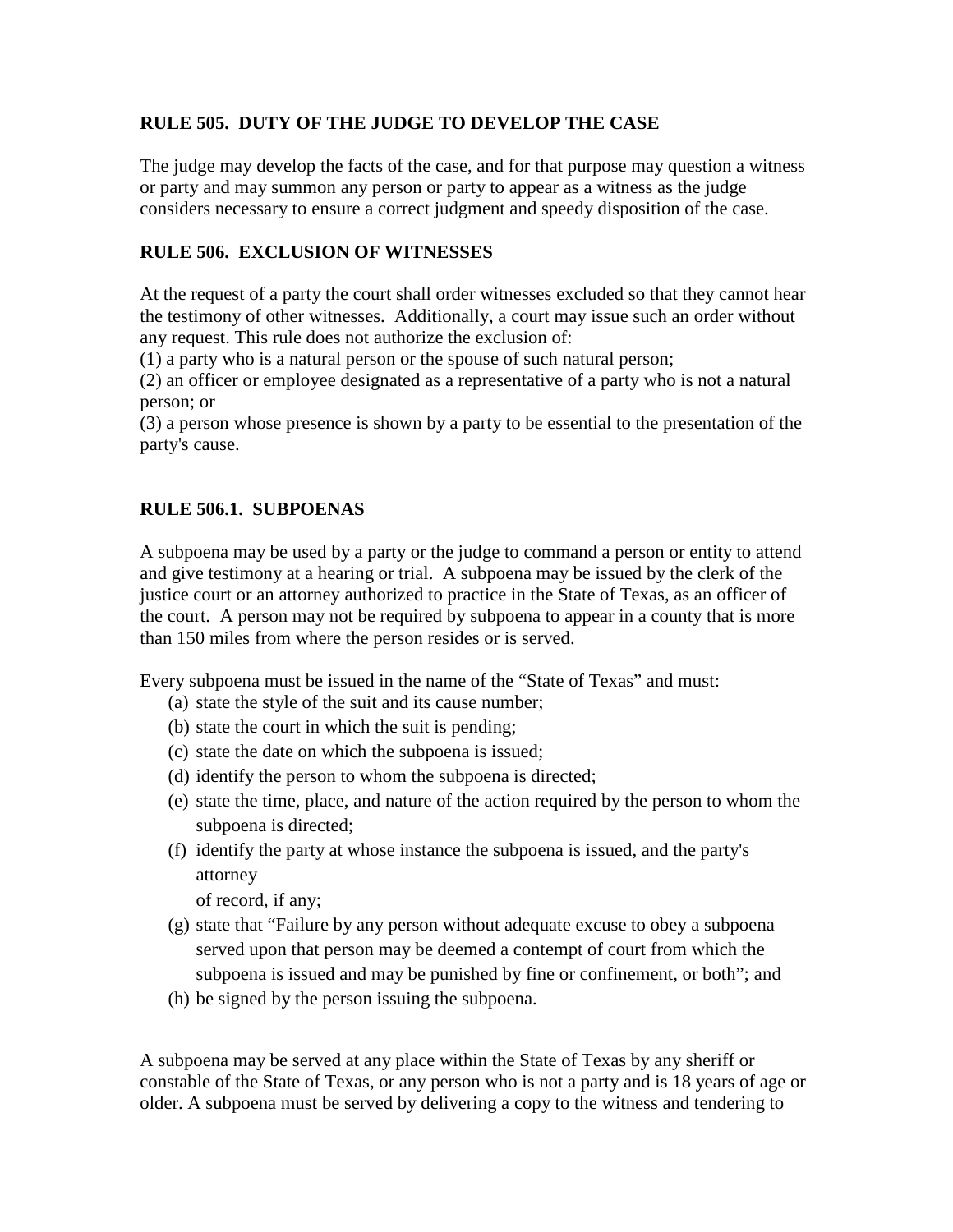### RULE 505. DUTY OF THE JUDGE TO DEVELOP THE CASE

The judge may develop the facts of the case, and for that purpose may question a witness or party and may summon any person or party to appear as a witness as the judge considers necessary to ensure a correct judgment and speedy disposition of the case.

### RULE 506. EXCLUSION OF WITNESSES

At the request of a party the court shall order witnesses excluded so that they cannot hear the testimony of other witnesses. Additionally, a court may issue such an order without any request. This rule does not authorize the exclusion of:

(1) a party who is a natural person or the spouse of such natural person;

(2) an officer or employee designated as a representative of a party who is not a natural person; or

(3) a person whose presence is shown by a party to be essential to the presentation of the party's cause.

### RULE 506.1. SUBPOENAS

A subpoena may be used by a party or the judge to command a person or entity to attend and give testimony at a hearing or trial. A subpoena may be issued by the clerk of the justice court or an attorney authorized to practice in the State of Texas, as an officer of the court. A person may not be required by subpoena to appear in a county that is more than 150 miles from where the person resides or is served.

Every subpoena must be issued in the name of the "State of Texas" and must:

(a) state the style of the suit and its cause number;
(b) state the court in which the suit is pending;
(c) state the date on which the subpoena is issued;
(d) identify the person to whom the subpoena is directed;
(e) state the time, place, and nature of the action required by the person to whom the subpoena is directed;
(f) identify the party at whose instance the subpoena is issued, and the party's attorney of record, if any;
(g) state that "Failure by any person without adequate excuse to obey a subpoena served upon that person may be deemed a contempt of court from which the subpoena is issued and may be punished by fine or confinement, or both"; and
(h) be signed by the person issuing the subpoena.

A subpoena may be served at any place within the State of Texas by any sheriff or constable of the State of Texas, or any person who is not a party and is 18 years of age or older. A subpoena must be served by delivering a copy to the witness and tendering to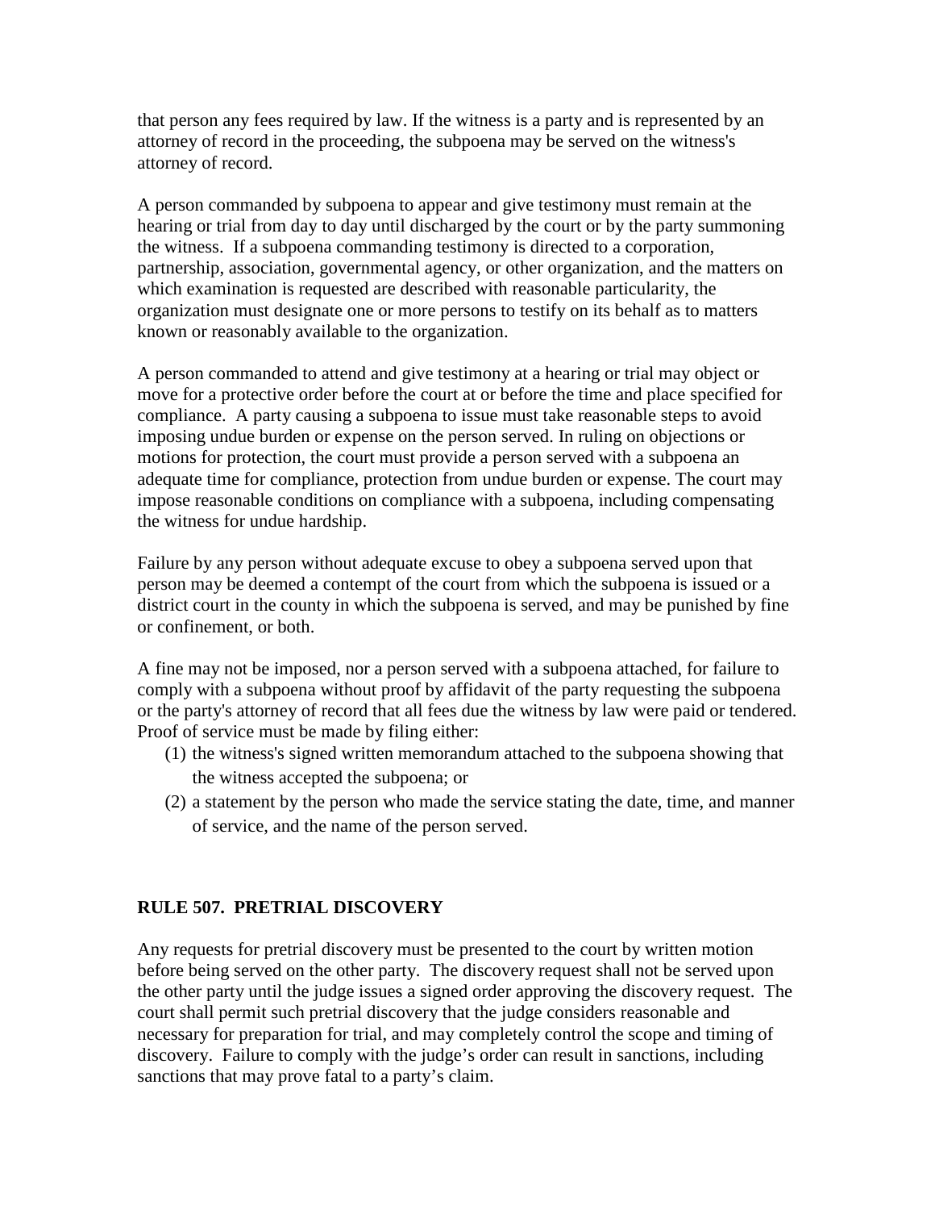that person any fees required by law. If the witness is a party and is represented by an attorney of record in the proceeding, the subpoena may be served on the witness's attorney of record.

A person commanded by subpoena to appear and give testimony must remain at the hearing or trial from day to day until discharged by the court or by the party summoning the witness. If a subpoena commanding testimony is directed to a corporation, partnership, association, governmental agency, or other organization, and the matters on which examination is requested are described with reasonable particularity, the organization must designate one or more persons to testify on its behalf as to matters known or reasonably available to the organization.

A person commanded to attend and give testimony at a hearing or trial may object or move for a protective order before the court at or before the time and place specified for compliance. A party causing a subpoena to issue must take reasonable steps to avoid imposing undue burden or expense on the person served. In ruling on objections or motions for protection, the court must provide a person served with a subpoena an adequate time for compliance, protection from undue burden or expense. The court may impose reasonable conditions on compliance with a subpoena, including compensating the witness for undue hardship.

Failure by any person without adequate excuse to obey a subpoena served upon that person may be deemed a contempt of the court from which the subpoena is issued or a district court in the county in which the subpoena is served, and may be punished by fine or confinement, or both.

A fine may not be imposed, nor a person served with a subpoena attached, for failure to comply with a subpoena without proof by affidavit of the party requesting the subpoena or the party's attorney of record that all fees due the witness by law were paid or tendered. Proof of service must be made by filing either:

(1) the witness's signed written memorandum attached to the subpoena showing that the witness accepted the subpoena; or
(2) a statement by the person who made the service stating the date, time, and manner of service, and the name of the person served.

## RULE 507. PRETRIAL DISCOVERY

Any requests for pretrial discovery must be presented to the court by written motion before being served on the other party. The discovery request shall not be served upon the other party until the judge issues a signed order approving the discovery request. The court shall permit such pretrial discovery that the judge considers reasonable and necessary for preparation for trial, and may completely control the scope and timing of discovery. Failure to comply with the judge's order can result in sanctions, including sanctions that may prove fatal to a party's claim.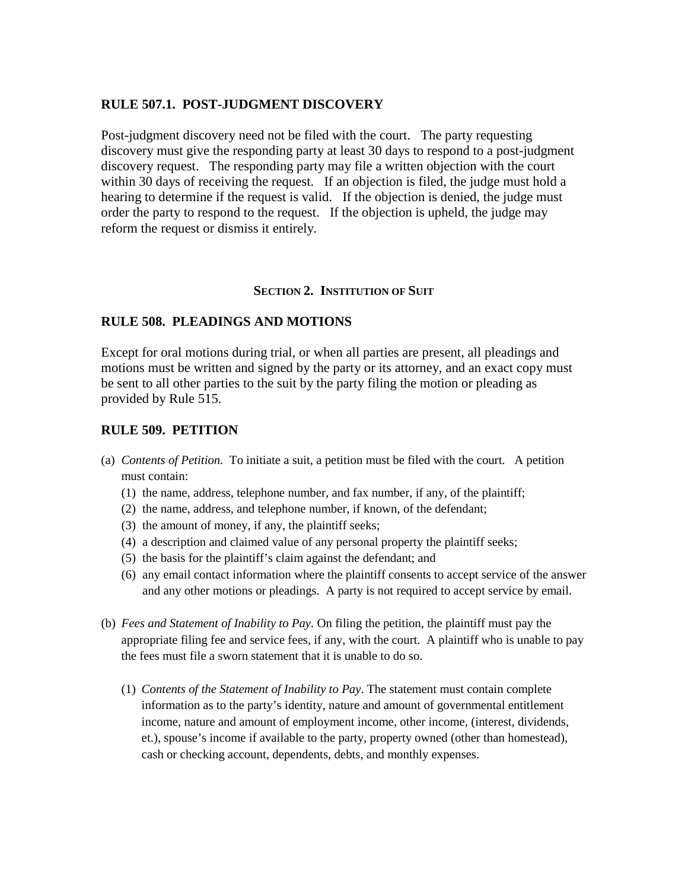### RULE 507.1. POST-JUDGMENT DISCOVERY

Post-judgment discovery need not be filed with the court. The party requesting discovery must give the responding party at least 30 days to respond to a post-judgment discovery request. The responding party may file a written objection with the court within 30 days of receiving the request. If an objection is filed, the judge must hold a hearing to determine if the request is valid. If the objection is denied, the judge must order the party to respond to the request. If the objection is upheld, the judge may reform the request or dismiss it entirely.

## SECTION 2. INSTITUTION OF SUIT

### RULE 508. PLEADINGS AND MOTIONS

Except for oral motions during trial, or when all parties are present, all pleadings and motions must be written and signed by the party or its attorney, and an exact copy must be sent to all other parties to the suit by the party filing the motion or pleading as provided by Rule 515.

### RULE 509. PETITION

(a) *Contents of Petition.* To initiate a suit, a petition must be filed with the court. A petition must contain:
   (1) the name, address, telephone number, and fax number, if any, of the plaintiff;
   (2) the name, address, and telephone number, if known, of the defendant;
   (3) the amount of money, if any, the plaintiff seeks;
   (4) a description and claimed value of any personal property the plaintiff seeks;
   (5) the basis for the plaintiff's claim against the defendant; and
   (6) any email contact information where the plaintiff consents to accept service of the answer and any other motions or pleadings. A party is not required to accept service by email.

(b) *Fees and Statement of Inability to Pay.* On filing the petition, the plaintiff must pay the appropriate filing fee and service fees, if any, with the court. A plaintiff who is unable to pay the fees must file a sworn statement that it is unable to do so.

   (1) *Contents of the Statement of Inability to Pay*. The statement must contain complete information as to the party's identity, nature and amount of governmental entitlement income, nature and amount of employment income, other income, (interest, dividends, et.), spouse's income if available to the party, property owned (other than homestead), cash or checking account, dependents, debts, and monthly expenses.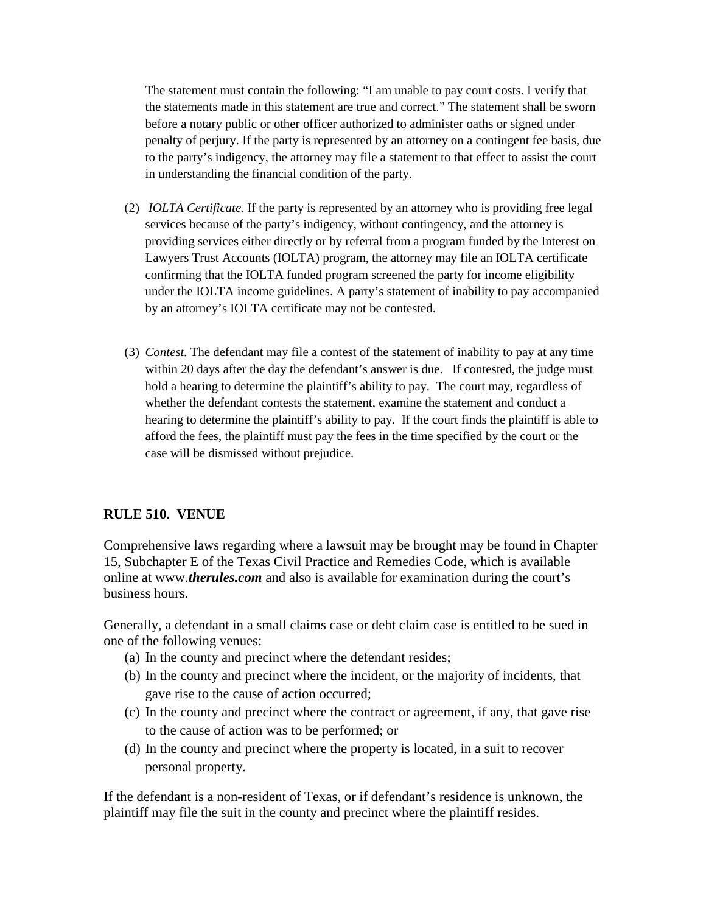The statement must contain the following: "I am unable to pay court costs. I verify that the statements made in this statement are true and correct." The statement shall be sworn before a notary public or other officer authorized to administer oaths or signed under penalty of perjury. If the party is represented by an attorney on a contingent fee basis, due to the party's indigency, the attorney may file a statement to that effect to assist the court in understanding the financial condition of the party.

(2) *IOLTA Certificate*. If the party is represented by an attorney who is providing free legal services because of the party's indigency, without contingency, and the attorney is providing services either directly or by referral from a program funded by the Interest on Lawyers Trust Accounts (IOLTA) program, the attorney may file an IOLTA certificate confirming that the IOLTA funded program screened the party for income eligibility under the IOLTA income guidelines. A party's statement of inability to pay accompanied by an attorney's IOLTA certificate may not be contested.

(3) *Contest.* The defendant may file a contest of the statement of inability to pay at any time within 20 days after the day the defendant's answer is due. If contested, the judge must hold a hearing to determine the plaintiff's ability to pay. The court may, regardless of whether the defendant contests the statement, examine the statement and conduct a hearing to determine the plaintiff's ability to pay. If the court finds the plaintiff is able to afford the fees, the plaintiff must pay the fees in the time specified by the court or the case will be dismissed without prejudice.

## RULE 510. VENUE

Comprehensive laws regarding where a lawsuit may be brought may be found in Chapter 15, Subchapter E of the Texas Civil Practice and Remedies Code, which is available online at www.***therules.com*** and also is available for examination during the court's business hours.

Generally, a defendant in a small claims case or debt claim case is entitled to be sued in one of the following venues:

(a) In the county and precinct where the defendant resides;
(b) In the county and precinct where the incident, or the majority of incidents, that gave rise to the cause of action occurred;
(c) In the county and precinct where the contract or agreement, if any, that gave rise to the cause of action was to be performed; or
(d) In the county and precinct where the property is located, in a suit to recover personal property.

If the defendant is a non-resident of Texas, or if defendant's residence is unknown, the plaintiff may file the suit in the county and precinct where the plaintiff resides.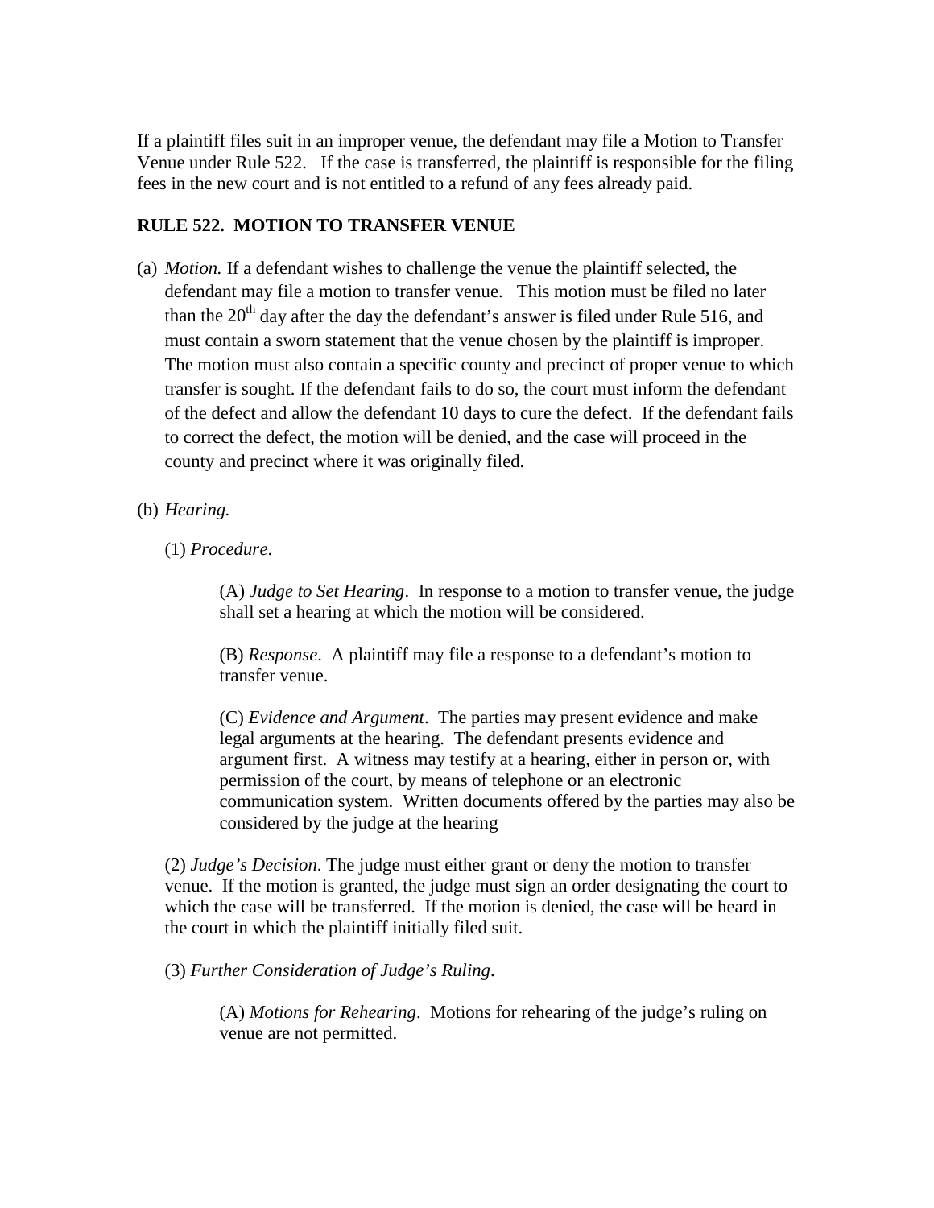If a plaintiff files suit in an improper venue, the defendant may file a Motion to Transfer Venue under Rule 522. If the case is transferred, the plaintiff is responsible for the filing fees in the new court and is not entitled to a refund of any fees already paid.

**RULE 522. MOTION TO TRANSFER VENUE**

(a) *Motion.* If a defendant wishes to challenge the venue the plaintiff selected, the defendant may file a motion to transfer venue. This motion must be filed no later than the 20th day after the day the defendant's answer is filed under Rule 516, and must contain a sworn statement that the venue chosen by the plaintiff is improper. The motion must also contain a specific county and precinct of proper venue to which transfer is sought. If the defendant fails to do so, the court must inform the defendant of the defect and allow the defendant 10 days to cure the defect. If the defendant fails to correct the defect, the motion will be denied, and the case will proceed in the county and precinct where it was originally filed.

(b) *Hearing.*

(1) *Procedure*.

(A) *Judge to Set Hearing*. In response to a motion to transfer venue, the judge shall set a hearing at which the motion will be considered.

(B) *Response*. A plaintiff may file a response to a defendant's motion to transfer venue.

(C) *Evidence and Argument*. The parties may present evidence and make legal arguments at the hearing. The defendant presents evidence and argument first. A witness may testify at a hearing, either in person or, with permission of the court, by means of telephone or an electronic communication system. Written documents offered by the parties may also be considered by the judge at the hearing

(2) *Judge's Decision*. The judge must either grant or deny the motion to transfer venue. If the motion is granted, the judge must sign an order designating the court to which the case will be transferred. If the motion is denied, the case will be heard in the court in which the plaintiff initially filed suit.

(3) *Further Consideration of Judge's Ruling*.

(A) *Motions for Rehearing*. Motions for rehearing of the judge's ruling on venue are not permitted.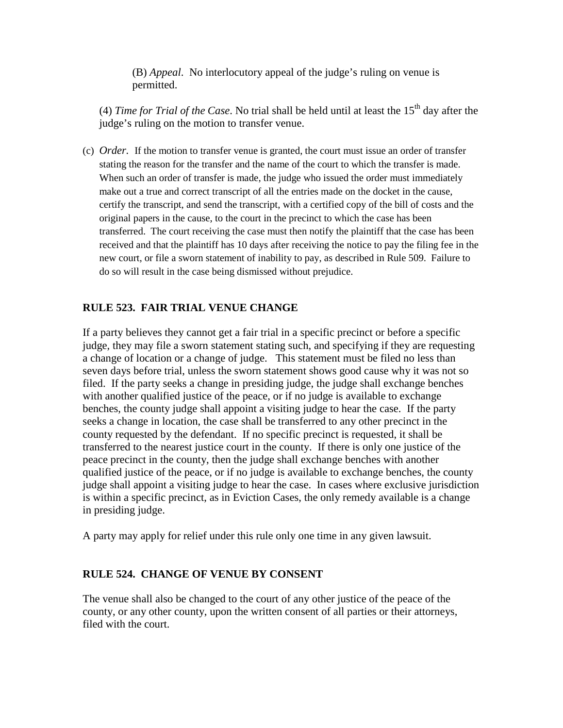(B) *Appeal*. No interlocutory appeal of the judge's ruling on venue is permitted.

(4) *Time for Trial of the Case*. No trial shall be held until at least the 15th day after the judge's ruling on the motion to transfer venue.

(c) *Order.* If the motion to transfer venue is granted, the court must issue an order of transfer stating the reason for the transfer and the name of the court to which the transfer is made. When such an order of transfer is made, the judge who issued the order must immediately make out a true and correct transcript of all the entries made on the docket in the cause, certify the transcript, and send the transcript, with a certified copy of the bill of costs and the original papers in the cause, to the court in the precinct to which the case has been transferred. The court receiving the case must then notify the plaintiff that the case has been received and that the plaintiff has 10 days after receiving the notice to pay the filing fee in the new court, or file a sworn statement of inability to pay, as described in Rule 509. Failure to do so will result in the case being dismissed without prejudice.

## RULE 523. FAIR TRIAL VENUE CHANGE

If a party believes they cannot get a fair trial in a specific precinct or before a specific judge, they may file a sworn statement stating such, and specifying if they are requesting a change of location or a change of judge. This statement must be filed no less than seven days before trial, unless the sworn statement shows good cause why it was not so filed. If the party seeks a change in presiding judge, the judge shall exchange benches with another qualified justice of the peace, or if no judge is available to exchange benches, the county judge shall appoint a visiting judge to hear the case. If the party seeks a change in location, the case shall be transferred to any other precinct in the county requested by the defendant. If no specific precinct is requested, it shall be transferred to the nearest justice court in the county. If there is only one justice of the peace precinct in the county, then the judge shall exchange benches with another qualified justice of the peace, or if no judge is available to exchange benches, the county judge shall appoint a visiting judge to hear the case. In cases where exclusive jurisdiction is within a specific precinct, as in Eviction Cases, the only remedy available is a change in presiding judge.

A party may apply for relief under this rule only one time in any given lawsuit.

## RULE 524. CHANGE OF VENUE BY CONSENT

The venue shall also be changed to the court of any other justice of the peace of the county, or any other county, upon the written consent of all parties or their attorneys, filed with the court.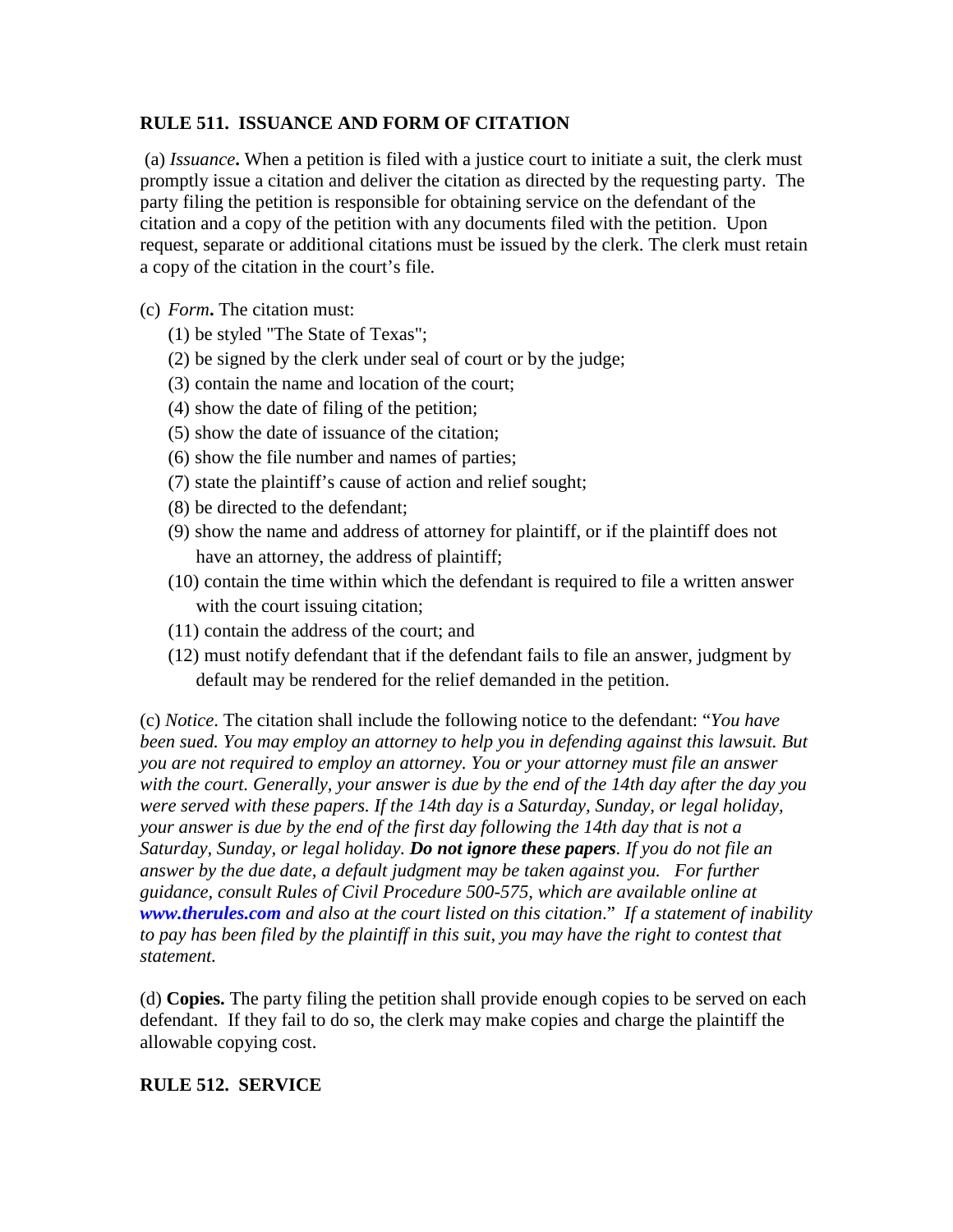## RULE 511. ISSUANCE AND FORM OF CITATION

(a) *Issuance***.** When a petition is filed with a justice court to initiate a suit, the clerk must promptly issue a citation and deliver the citation as directed by the requesting party. The party filing the petition is responsible for obtaining service on the defendant of the citation and a copy of the petition with any documents filed with the petition. Upon request, separate or additional citations must be issued by the clerk. The clerk must retain a copy of the citation in the court's file.

(c) *Form***.** The citation must:

- (1) be styled "The State of Texas";
- (2) be signed by the clerk under seal of court or by the judge;
- (3) contain the name and location of the court;
- (4) show the date of filing of the petition;
- (5) show the date of issuance of the citation;
- (6) show the file number and names of parties;
- (7) state the plaintiff's cause of action and relief sought;
- (8) be directed to the defendant;
- (9) show the name and address of attorney for plaintiff, or if the plaintiff does not have an attorney, the address of plaintiff;
- (10) contain the time within which the defendant is required to file a written answer with the court issuing citation;
- (11) contain the address of the court; and
- (12) must notify defendant that if the defendant fails to file an answer, judgment by default may be rendered for the relief demanded in the petition.

(c) *Notice*. The citation shall include the following notice to the defendant: "*You have been sued. You may employ an attorney to help you in defending against this lawsuit. But you are not required to employ an attorney. You or your attorney must file an answer with the court. Generally, your answer is due by the end of the 14th day after the day you were served with these papers. If the 14th day is a Saturday, Sunday, or legal holiday, your answer is due by the end of the first day following the 14th day that is not a Saturday, Sunday, or legal holiday.* ***Do not ignore these papers****. If you do not file an answer by the due date, a default judgment may be taken against you. For further guidance, consult Rules of Civil Procedure 500-575, which are available online at* ***www.therules.com*** *and also at the court listed on this citation*." *If a statement of inability to pay has been filed by the plaintiff in this suit, you may have the right to contest that statement.*

(d) **Copies.** The party filing the petition shall provide enough copies to be served on each defendant. If they fail to do so, the clerk may make copies and charge the plaintiff the allowable copying cost.

## RULE 512. SERVICE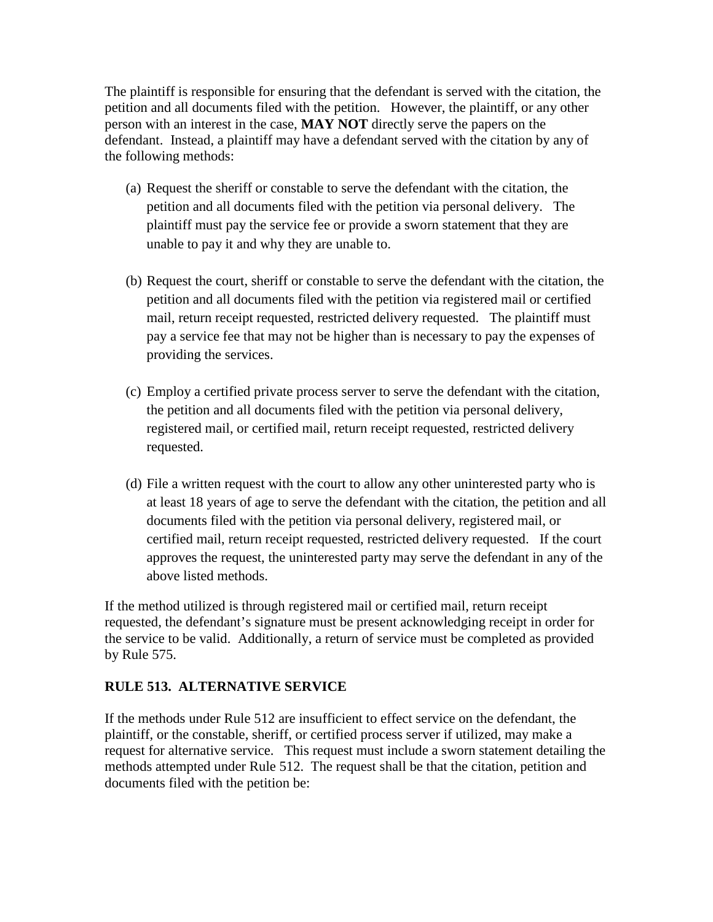The plaintiff is responsible for ensuring that the defendant is served with the citation, the petition and all documents filed with the petition. However, the plaintiff, or any other person with an interest in the case, **MAY NOT** directly serve the papers on the defendant. Instead, a plaintiff may have a defendant served with the citation by any of the following methods:

(a) Request the sheriff or constable to serve the defendant with the citation, the petition and all documents filed with the petition via personal delivery. The plaintiff must pay the service fee or provide a sworn statement that they are unable to pay it and why they are unable to.

(b) Request the court, sheriff or constable to serve the defendant with the citation, the petition and all documents filed with the petition via registered mail or certified mail, return receipt requested, restricted delivery requested. The plaintiff must pay a service fee that may not be higher than is necessary to pay the expenses of providing the services.

(c) Employ a certified private process server to serve the defendant with the citation, the petition and all documents filed with the petition via personal delivery, registered mail, or certified mail, return receipt requested, restricted delivery requested.

(d) File a written request with the court to allow any other uninterested party who is at least 18 years of age to serve the defendant with the citation, the petition and all documents filed with the petition via personal delivery, registered mail, or certified mail, return receipt requested, restricted delivery requested. If the court approves the request, the uninterested party may serve the defendant in any of the above listed methods.

If the method utilized is through registered mail or certified mail, return receipt requested, the defendant's signature must be present acknowledging receipt in order for the service to be valid. Additionally, a return of service must be completed as provided by Rule 575.

**RULE 513. ALTERNATIVE SERVICE**

If the methods under Rule 512 are insufficient to effect service on the defendant, the plaintiff, or the constable, sheriff, or certified process server if utilized, may make a request for alternative service. This request must include a sworn statement detailing the methods attempted under Rule 512. The request shall be that the citation, petition and documents filed with the petition be: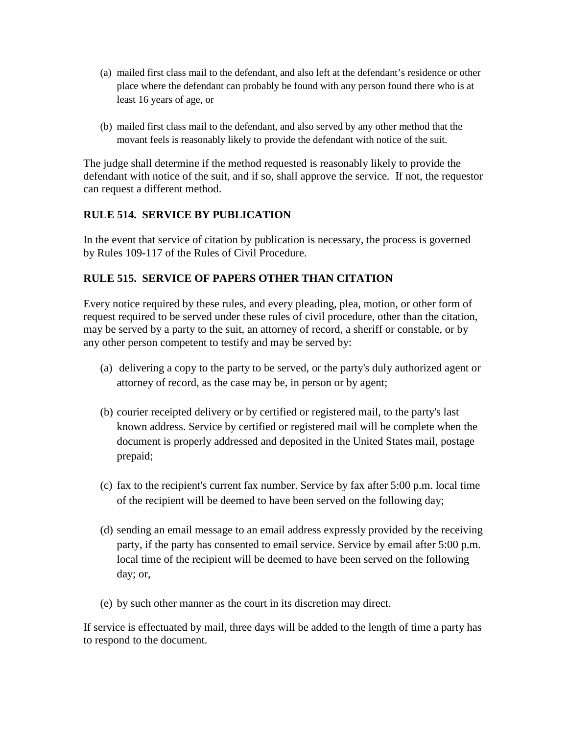(a) mailed first class mail to the defendant, and also left at the defendant's residence or other place where the defendant can probably be found with any person found there who is at least 16 years of age, or

(b) mailed first class mail to the defendant, and also served by any other method that the movant feels is reasonably likely to provide the defendant with notice of the suit.

The judge shall determine if the method requested is reasonably likely to provide the defendant with notice of the suit, and if so, shall approve the service. If not, the requestor can request a different method.

**RULE 514. SERVICE BY PUBLICATION**

In the event that service of citation by publication is necessary, the process is governed by Rules 109-117 of the Rules of Civil Procedure.

**RULE 515. SERVICE OF PAPERS OTHER THAN CITATION**

Every notice required by these rules, and every pleading, plea, motion, or other form of request required to be served under these rules of civil procedure, other than the citation, may be served by a party to the suit, an attorney of record, a sheriff or constable, or by any other person competent to testify and may be served by:

(a) delivering a copy to the party to be served, or the party's duly authorized agent or attorney of record, as the case may be, in person or by agent;

(b) courier receipted delivery or by certified or registered mail, to the party's last known address. Service by certified or registered mail will be complete when the document is properly addressed and deposited in the United States mail, postage prepaid;

(c) fax to the recipient's current fax number. Service by fax after 5:00 p.m. local time of the recipient will be deemed to have been served on the following day;

(d) sending an email message to an email address expressly provided by the receiving party, if the party has consented to email service. Service by email after 5:00 p.m. local time of the recipient will be deemed to have been served on the following day; or,

(e) by such other manner as the court in its discretion may direct.

If service is effectuated by mail, three days will be added to the length of time a party has to respond to the document.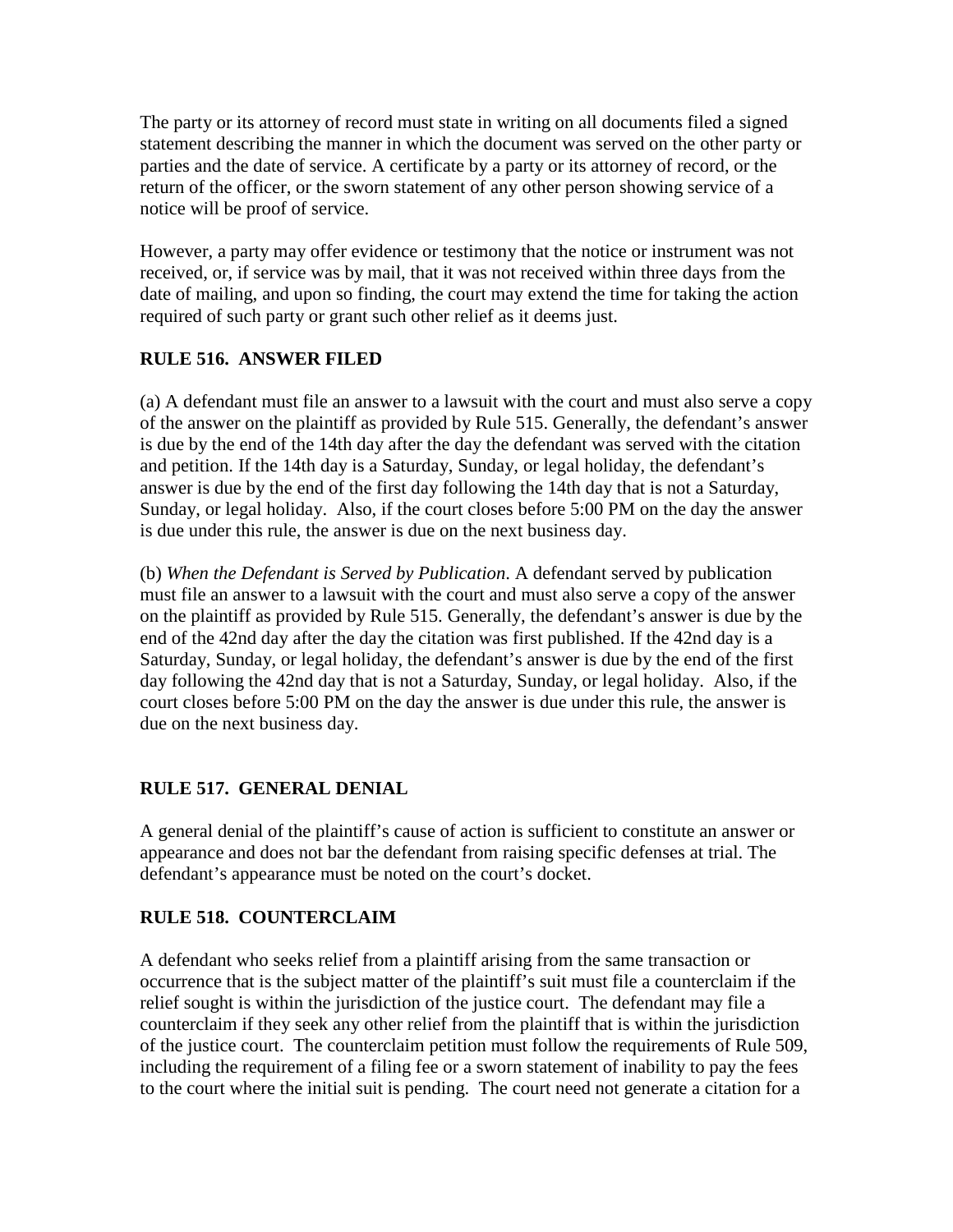The party or its attorney of record must state in writing on all documents filed a signed statement describing the manner in which the document was served on the other party or parties and the date of service. A certificate by a party or its attorney of record, or the return of the officer, or the sworn statement of any other person showing service of a notice will be proof of service.

However, a party may offer evidence or testimony that the notice or instrument was not received, or, if service was by mail, that it was not received within three days from the date of mailing, and upon so finding, the court may extend the time for taking the action required of such party or grant such other relief as it deems just.

## RULE 516. ANSWER FILED

(a) A defendant must file an answer to a lawsuit with the court and must also serve a copy of the answer on the plaintiff as provided by Rule 515. Generally, the defendant's answer is due by the end of the 14th day after the day the defendant was served with the citation and petition. If the 14th day is a Saturday, Sunday, or legal holiday, the defendant's answer is due by the end of the first day following the 14th day that is not a Saturday, Sunday, or legal holiday. Also, if the court closes before 5:00 PM on the day the answer is due under this rule, the answer is due on the next business day.

(b) *When the Defendant is Served by Publication*. A defendant served by publication must file an answer to a lawsuit with the court and must also serve a copy of the answer on the plaintiff as provided by Rule 515. Generally, the defendant's answer is due by the end of the 42nd day after the day the citation was first published. If the 42nd day is a Saturday, Sunday, or legal holiday, the defendant's answer is due by the end of the first day following the 42nd day that is not a Saturday, Sunday, or legal holiday. Also, if the court closes before 5:00 PM on the day the answer is due under this rule, the answer is due on the next business day.

## RULE 517. GENERAL DENIAL

A general denial of the plaintiff's cause of action is sufficient to constitute an answer or appearance and does not bar the defendant from raising specific defenses at trial. The defendant's appearance must be noted on the court's docket.

## RULE 518. COUNTERCLAIM

A defendant who seeks relief from a plaintiff arising from the same transaction or occurrence that is the subject matter of the plaintiff's suit must file a counterclaim if the relief sought is within the jurisdiction of the justice court. The defendant may file a counterclaim if they seek any other relief from the plaintiff that is within the jurisdiction of the justice court. The counterclaim petition must follow the requirements of Rule 509, including the requirement of a filing fee or a sworn statement of inability to pay the fees to the court where the initial suit is pending. The court need not generate a citation for a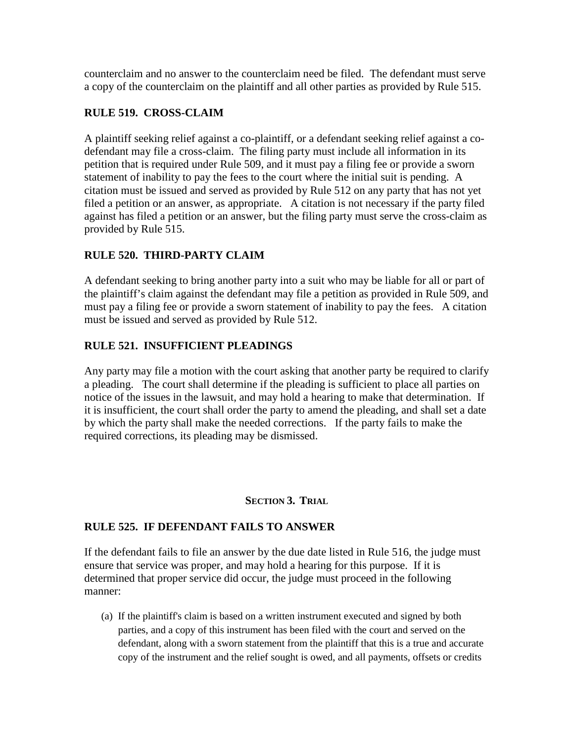counterclaim and no answer to the counterclaim need be filed. The defendant must serve a copy of the counterclaim on the plaintiff and all other parties as provided by Rule 515.

### RULE 519. CROSS-CLAIM

A plaintiff seeking relief against a co-plaintiff, or a defendant seeking relief against a co-defendant may file a cross-claim. The filing party must include all information in its petition that is required under Rule 509, and it must pay a filing fee or provide a sworn statement of inability to pay the fees to the court where the initial suit is pending. A citation must be issued and served as provided by Rule 512 on any party that has not yet filed a petition or an answer, as appropriate. A citation is not necessary if the party filed against has filed a petition or an answer, but the filing party must serve the cross-claim as provided by Rule 515.

### RULE 520. THIRD-PARTY CLAIM

A defendant seeking to bring another party into a suit who may be liable for all or part of the plaintiff's claim against the defendant may file a petition as provided in Rule 509, and must pay a filing fee or provide a sworn statement of inability to pay the fees. A citation must be issued and served as provided by Rule 512.

### RULE 521. INSUFFICIENT PLEADINGS

Any party may file a motion with the court asking that another party be required to clarify a pleading. The court shall determine if the pleading is sufficient to place all parties on notice of the issues in the lawsuit, and may hold a hearing to make that determination. If it is insufficient, the court shall order the party to amend the pleading, and shall set a date by which the party shall make the needed corrections. If the party fails to make the required corrections, its pleading may be dismissed.

## SECTION 3. TRIAL

### RULE 525. IF DEFENDANT FAILS TO ANSWER

If the defendant fails to file an answer by the due date listed in Rule 516, the judge must ensure that service was proper, and may hold a hearing for this purpose. If it is determined that proper service did occur, the judge must proceed in the following manner:

(a) If the plaintiff's claim is based on a written instrument executed and signed by both parties, and a copy of this instrument has been filed with the court and served on the defendant, along with a sworn statement from the plaintiff that this is a true and accurate copy of the instrument and the relief sought is owed, and all payments, offsets or credits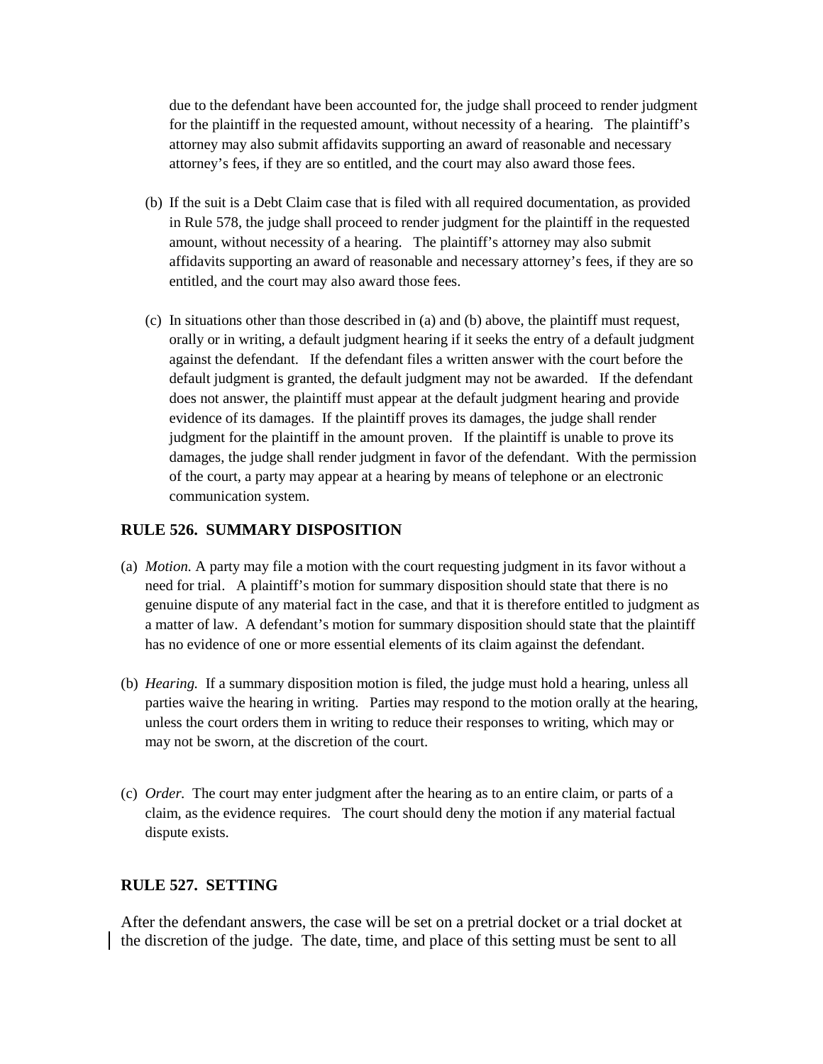due to the defendant have been accounted for, the judge shall proceed to render judgment for the plaintiff in the requested amount, without necessity of a hearing. The plaintiff's attorney may also submit affidavits supporting an award of reasonable and necessary attorney's fees, if they are so entitled, and the court may also award those fees.

(b) If the suit is a Debt Claim case that is filed with all required documentation, as provided in Rule 578, the judge shall proceed to render judgment for the plaintiff in the requested amount, without necessity of a hearing. The plaintiff's attorney may also submit affidavits supporting an award of reasonable and necessary attorney's fees, if they are so entitled, and the court may also award those fees.

(c) In situations other than those described in (a) and (b) above, the plaintiff must request, orally or in writing, a default judgment hearing if it seeks the entry of a default judgment against the defendant. If the defendant files a written answer with the court before the default judgment is granted, the default judgment may not be awarded. If the defendant does not answer, the plaintiff must appear at the default judgment hearing and provide evidence of its damages. If the plaintiff proves its damages, the judge shall render judgment for the plaintiff in the amount proven. If the plaintiff is unable to prove its damages, the judge shall render judgment in favor of the defendant. With the permission of the court, a party may appear at a hearing by means of telephone or an electronic communication system.

## RULE 526. SUMMARY DISPOSITION

(a) *Motion.* A party may file a motion with the court requesting judgment in its favor without a need for trial. A plaintiff's motion for summary disposition should state that there is no genuine dispute of any material fact in the case, and that it is therefore entitled to judgment as a matter of law. A defendant's motion for summary disposition should state that the plaintiff has no evidence of one or more essential elements of its claim against the defendant.

(b) *Hearing.* If a summary disposition motion is filed, the judge must hold a hearing, unless all parties waive the hearing in writing. Parties may respond to the motion orally at the hearing, unless the court orders them in writing to reduce their responses to writing, which may or may not be sworn, at the discretion of the court.

(c) *Order.* The court may enter judgment after the hearing as to an entire claim, or parts of a claim, as the evidence requires. The court should deny the motion if any material factual dispute exists.

## RULE 527. SETTING

After the defendant answers, the case will be set on a pretrial docket or a trial docket at the discretion of the judge. The date, time, and place of this setting must be sent to all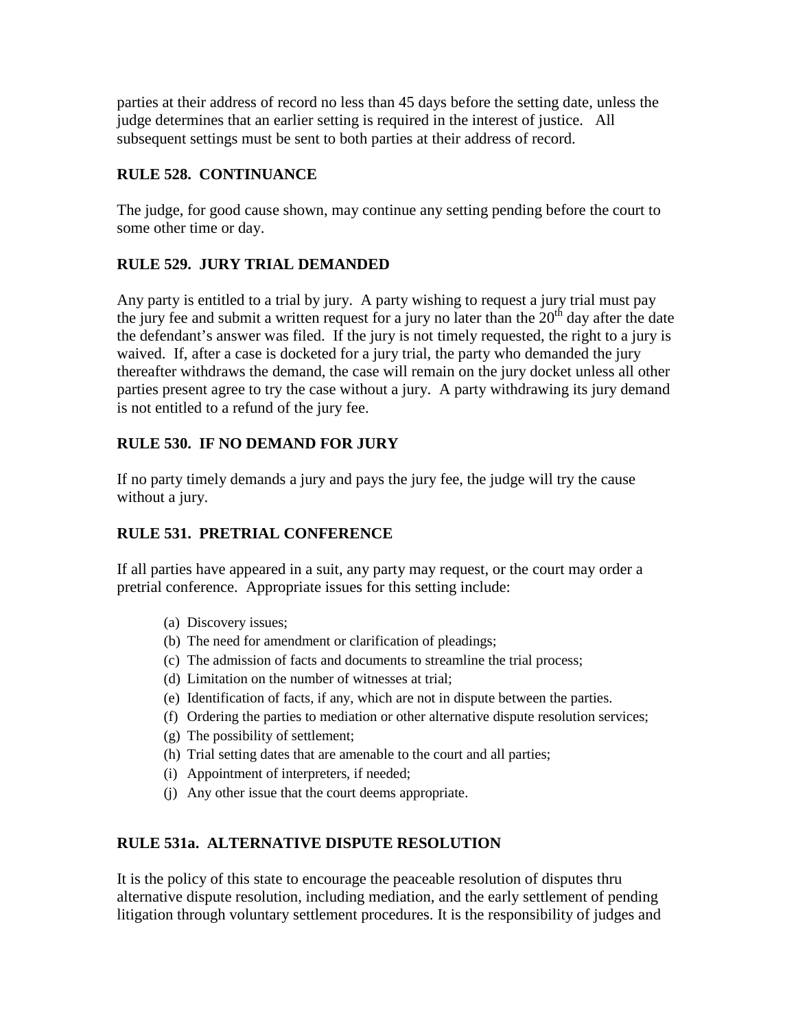parties at their address of record no less than 45 days before the setting date, unless the judge determines that an earlier setting is required in the interest of justice. All subsequent settings must be sent to both parties at their address of record.

## RULE 528. CONTINUANCE

The judge, for good cause shown, may continue any setting pending before the court to some other time or day.

## RULE 529. JURY TRIAL DEMANDED

Any party is entitled to a trial by jury. A party wishing to request a jury trial must pay the jury fee and submit a written request for a jury no later than the 20th day after the date the defendant's answer was filed. If the jury is not timely requested, the right to a jury is waived. If, after a case is docketed for a jury trial, the party who demanded the jury thereafter withdraws the demand, the case will remain on the jury docket unless all other parties present agree to try the case without a jury. A party withdrawing its jury demand is not entitled to a refund of the jury fee.

## RULE 530. IF NO DEMAND FOR JURY

If no party timely demands a jury and pays the jury fee, the judge will try the cause without a jury.

## RULE 531. PRETRIAL CONFERENCE

If all parties have appeared in a suit, any party may request, or the court may order a pretrial conference. Appropriate issues for this setting include:

(a) Discovery issues;
(b) The need for amendment or clarification of pleadings;
(c) The admission of facts and documents to streamline the trial process;
(d) Limitation on the number of witnesses at trial;
(e) Identification of facts, if any, which are not in dispute between the parties.
(f) Ordering the parties to mediation or other alternative dispute resolution services;
(g) The possibility of settlement;
(h) Trial setting dates that are amenable to the court and all parties;
(i) Appointment of interpreters, if needed;
(j) Any other issue that the court deems appropriate.

## RULE 531a. ALTERNATIVE DISPUTE RESOLUTION

It is the policy of this state to encourage the peaceable resolution of disputes thru alternative dispute resolution, including mediation, and the early settlement of pending litigation through voluntary settlement procedures. It is the responsibility of judges and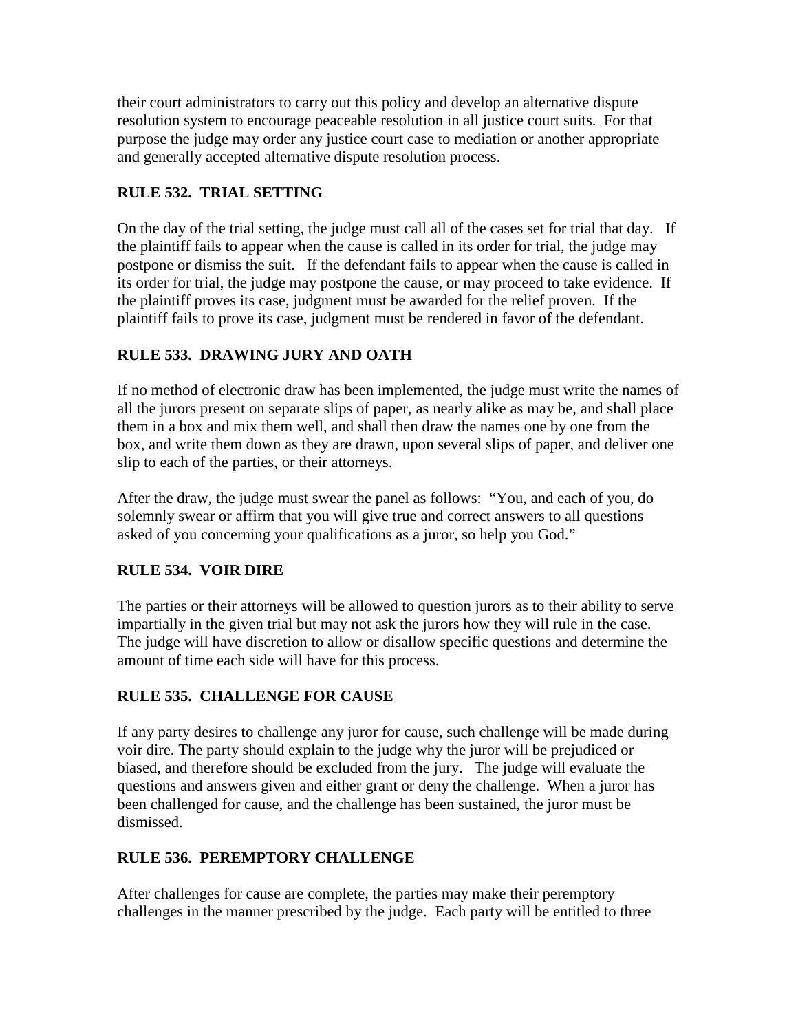their court administrators to carry out this policy and develop an alternative dispute resolution system to encourage peaceable resolution in all justice court suits. For that purpose the judge may order any justice court case to mediation or another appropriate and generally accepted alternative dispute resolution process.

## RULE 532. TRIAL SETTING

On the day of the trial setting, the judge must call all of the cases set for trial that day. If the plaintiff fails to appear when the cause is called in its order for trial, the judge may postpone or dismiss the suit. If the defendant fails to appear when the cause is called in its order for trial, the judge may postpone the cause, or may proceed to take evidence. If the plaintiff proves its case, judgment must be awarded for the relief proven. If the plaintiff fails to prove its case, judgment must be rendered in favor of the defendant.

## RULE 533. DRAWING JURY AND OATH

If no method of electronic draw has been implemented, the judge must write the names of all the jurors present on separate slips of paper, as nearly alike as may be, and shall place them in a box and mix them well, and shall then draw the names one by one from the box, and write them down as they are drawn, upon several slips of paper, and deliver one slip to each of the parties, or their attorneys.

After the draw, the judge must swear the panel as follows: "You, and each of you, do solemnly swear or affirm that you will give true and correct answers to all questions asked of you concerning your qualifications as a juror, so help you God."

## RULE 534. VOIR DIRE

The parties or their attorneys will be allowed to question jurors as to their ability to serve impartially in the given trial but may not ask the jurors how they will rule in the case. The judge will have discretion to allow or disallow specific questions and determine the amount of time each side will have for this process.

## RULE 535. CHALLENGE FOR CAUSE

If any party desires to challenge any juror for cause, such challenge will be made during voir dire. The party should explain to the judge why the juror will be prejudiced or biased, and therefore should be excluded from the jury. The judge will evaluate the questions and answers given and either grant or deny the challenge. When a juror has been challenged for cause, and the challenge has been sustained, the juror must be dismissed.

## RULE 536. PEREMPTORY CHALLENGE

After challenges for cause are complete, the parties may make their peremptory challenges in the manner prescribed by the judge. Each party will be entitled to three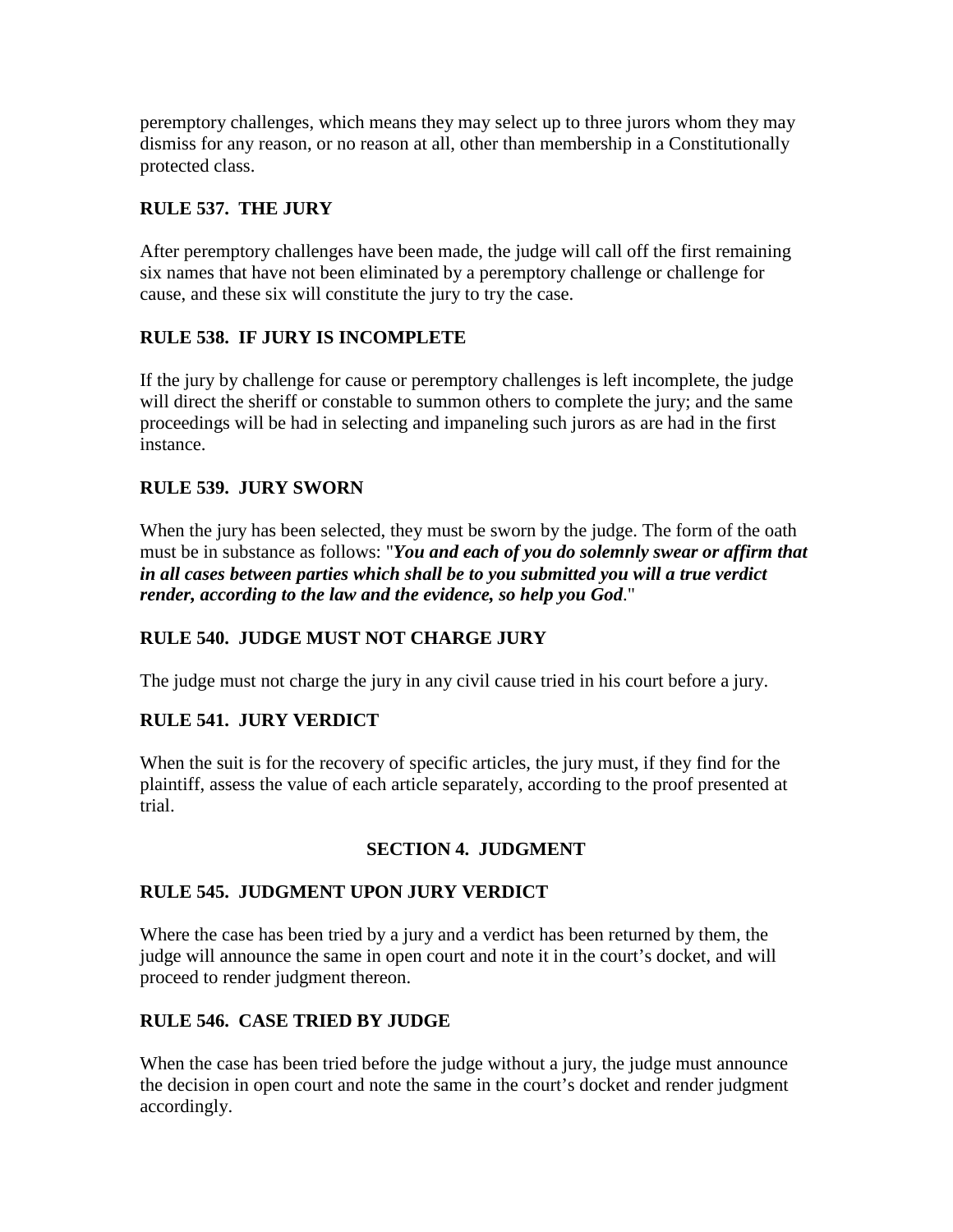peremptory challenges, which means they may select up to three jurors whom they may dismiss for any reason, or no reason at all, other than membership in a Constitutionally protected class.

### RULE 537. THE JURY

After peremptory challenges have been made, the judge will call off the first remaining six names that have not been eliminated by a peremptory challenge or challenge for cause, and these six will constitute the jury to try the case.

### RULE 538. IF JURY IS INCOMPLETE

If the jury by challenge for cause or peremptory challenges is left incomplete, the judge will direct the sheriff or constable to summon others to complete the jury; and the same proceedings will be had in selecting and impaneling such jurors as are had in the first instance.

### RULE 539. JURY SWORN

When the jury has been selected, they must be sworn by the judge. The form of the oath must be in substance as follows: "***You and each of you do solemnly swear or affirm that in all cases between parties which shall be to you submitted you will a true verdict render, according to the law and the evidence, so help you God***."

### RULE 540. JUDGE MUST NOT CHARGE JURY

The judge must not charge the jury in any civil cause tried in his court before a jury.

### RULE 541. JURY VERDICT

When the suit is for the recovery of specific articles, the jury must, if they find for the plaintiff, assess the value of each article separately, according to the proof presented at trial.

## SECTION 4. JUDGMENT

### RULE 545. JUDGMENT UPON JURY VERDICT

Where the case has been tried by a jury and a verdict has been returned by them, the judge will announce the same in open court and note it in the court's docket, and will proceed to render judgment thereon.

### RULE 546. CASE TRIED BY JUDGE

When the case has been tried before the judge without a jury, the judge must announce the decision in open court and note the same in the court's docket and render judgment accordingly.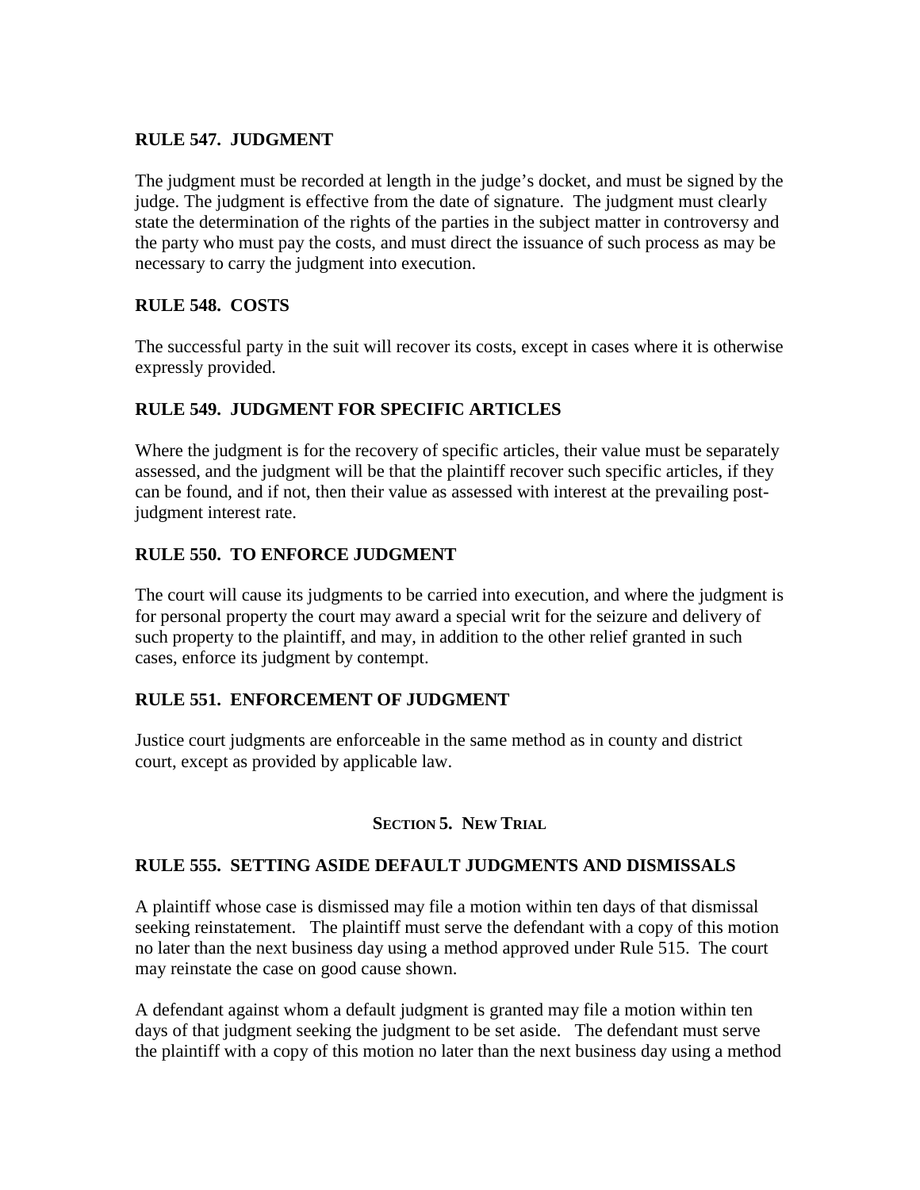### RULE 547. JUDGMENT

The judgment must be recorded at length in the judge's docket, and must be signed by the judge. The judgment is effective from the date of signature. The judgment must clearly state the determination of the rights of the parties in the subject matter in controversy and the party who must pay the costs, and must direct the issuance of such process as may be necessary to carry the judgment into execution.

### RULE 548. COSTS

The successful party in the suit will recover its costs, except in cases where it is otherwise expressly provided.

### RULE 549. JUDGMENT FOR SPECIFIC ARTICLES

Where the judgment is for the recovery of specific articles, their value must be separately assessed, and the judgment will be that the plaintiff recover such specific articles, if they can be found, and if not, then their value as assessed with interest at the prevailing post-judgment interest rate.

### RULE 550. TO ENFORCE JUDGMENT

The court will cause its judgments to be carried into execution, and where the judgment is for personal property the court may award a special writ for the seizure and delivery of such property to the plaintiff, and may, in addition to the other relief granted in such cases, enforce its judgment by contempt.

### RULE 551. ENFORCEMENT OF JUDGMENT

Justice court judgments are enforceable in the same method as in county and district court, except as provided by applicable law.

## SECTION 5. NEW TRIAL

### RULE 555. SETTING ASIDE DEFAULT JUDGMENTS AND DISMISSALS

A plaintiff whose case is dismissed may file a motion within ten days of that dismissal seeking reinstatement. The plaintiff must serve the defendant with a copy of this motion no later than the next business day using a method approved under Rule 515. The court may reinstate the case on good cause shown.

A defendant against whom a default judgment is granted may file a motion within ten days of that judgment seeking the judgment to be set aside. The defendant must serve the plaintiff with a copy of this motion no later than the next business day using a method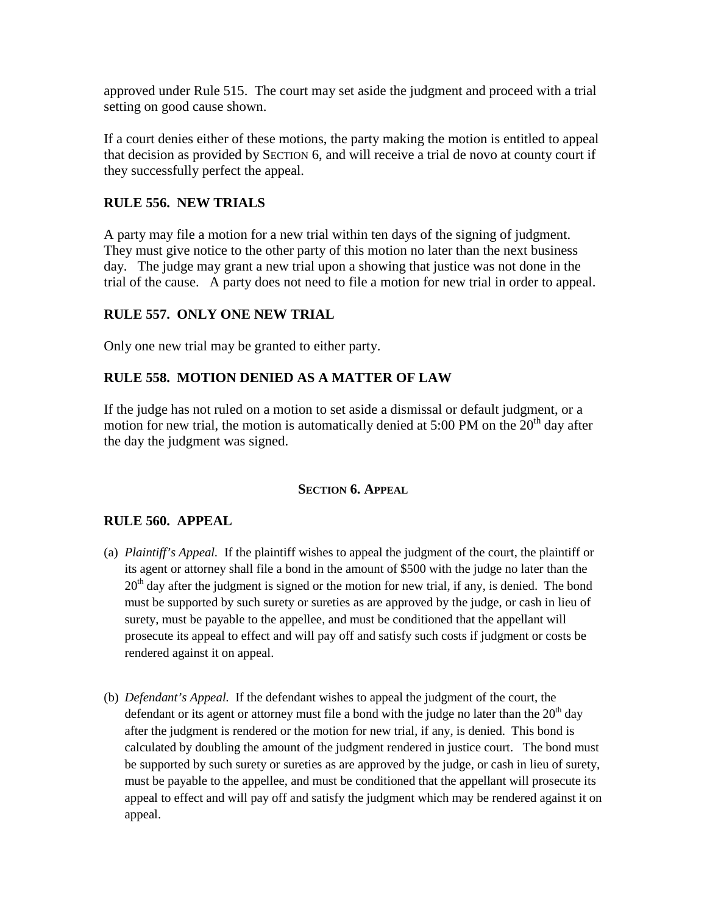approved under Rule 515. The court may set aside the judgment and proceed with a trial setting on good cause shown.

If a court denies either of these motions, the party making the motion is entitled to appeal that decision as provided by SECTION 6, and will receive a trial de novo at county court if they successfully perfect the appeal.

### RULE 556. NEW TRIALS

A party may file a motion for a new trial within ten days of the signing of judgment. They must give notice to the other party of this motion no later than the next business day. The judge may grant a new trial upon a showing that justice was not done in the trial of the cause. A party does not need to file a motion for new trial in order to appeal.

### RULE 557. ONLY ONE NEW TRIAL

Only one new trial may be granted to either party.

### RULE 558. MOTION DENIED AS A MATTER OF LAW

If the judge has not ruled on a motion to set aside a dismissal or default judgment, or a motion for new trial, the motion is automatically denied at 5:00 PM on the 20th day after the day the judgment was signed.

## SECTION 6. APPEAL

### RULE 560. APPEAL

(a) *Plaintiff's Appeal.* If the plaintiff wishes to appeal the judgment of the court, the plaintiff or its agent or attorney shall file a bond in the amount of $500 with the judge no later than the 20th day after the judgment is signed or the motion for new trial, if any, is denied. The bond must be supported by such surety or sureties as are approved by the judge, or cash in lieu of surety, must be payable to the appellee, and must be conditioned that the appellant will prosecute its appeal to effect and will pay off and satisfy such costs if judgment or costs be rendered against it on appeal.

(b) *Defendant's Appeal.* If the defendant wishes to appeal the judgment of the court, the defendant or its agent or attorney must file a bond with the judge no later than the 20th day after the judgment is rendered or the motion for new trial, if any, is denied. This bond is calculated by doubling the amount of the judgment rendered in justice court. The bond must be supported by such surety or sureties as are approved by the judge, or cash in lieu of surety, must be payable to the appellee, and must be conditioned that the appellant will prosecute its appeal to effect and will pay off and satisfy the judgment which may be rendered against it on appeal.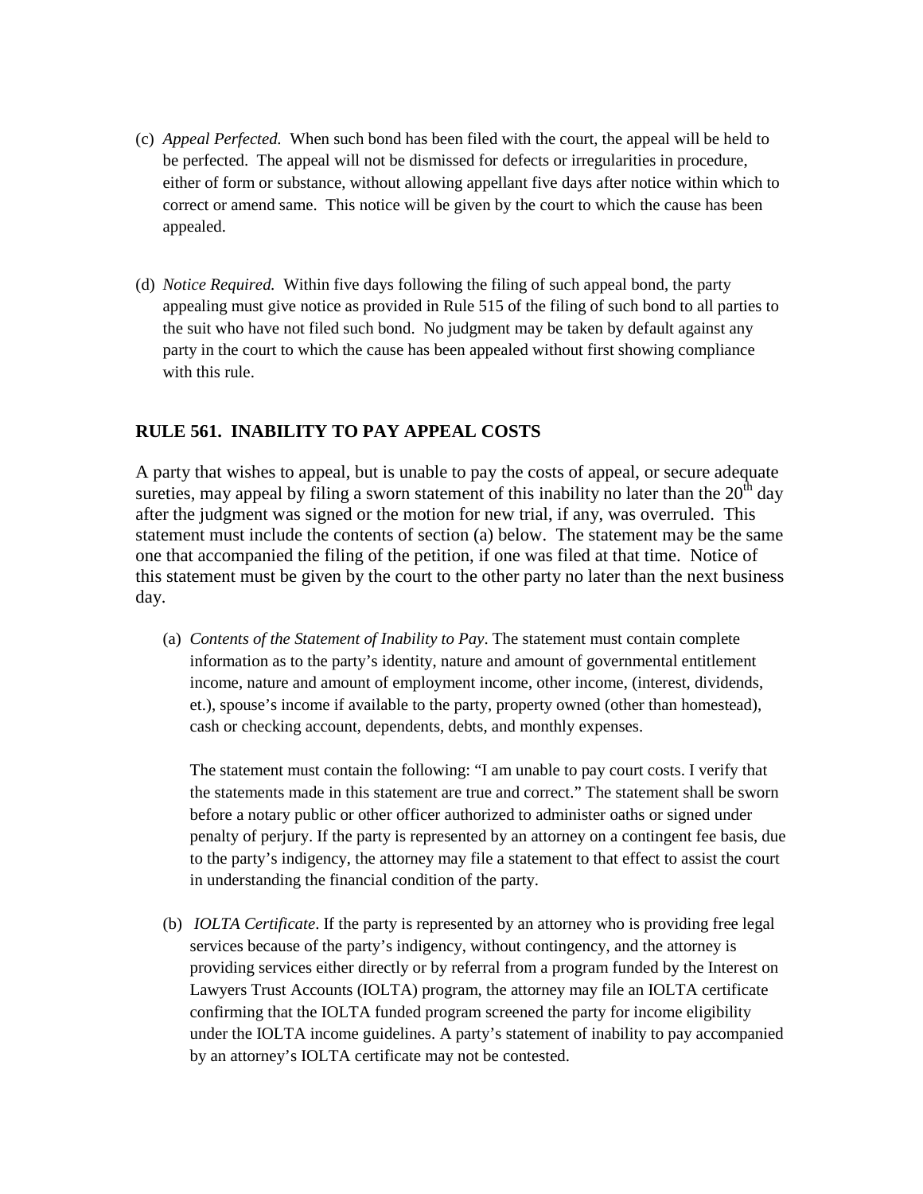(c) *Appeal Perfected.* When such bond has been filed with the court, the appeal will be held to be perfected. The appeal will not be dismissed for defects or irregularities in procedure, either of form or substance, without allowing appellant five days after notice within which to correct or amend same. This notice will be given by the court to which the cause has been appealed.

(d) *Notice Required.* Within five days following the filing of such appeal bond, the party appealing must give notice as provided in Rule 515 of the filing of such bond to all parties to the suit who have not filed such bond. No judgment may be taken by default against any party in the court to which the cause has been appealed without first showing compliance with this rule.

## RULE 561. INABILITY TO PAY APPEAL COSTS

A party that wishes to appeal, but is unable to pay the costs of appeal, or secure adequate sureties, may appeal by filing a sworn statement of this inability no later than the 20th day after the judgment was signed or the motion for new trial, if any, was overruled. This statement must include the contents of section (a) below. The statement may be the same one that accompanied the filing of the petition, if one was filed at that time. Notice of this statement must be given by the court to the other party no later than the next business day.

(a) *Contents of the Statement of Inability to Pay*. The statement must contain complete information as to the party's identity, nature and amount of governmental entitlement income, nature and amount of employment income, other income, (interest, dividends, et.), spouse's income if available to the party, property owned (other than homestead), cash or checking account, dependents, debts, and monthly expenses.

The statement must contain the following: "I am unable to pay court costs. I verify that the statements made in this statement are true and correct." The statement shall be sworn before a notary public or other officer authorized to administer oaths or signed under penalty of perjury. If the party is represented by an attorney on a contingent fee basis, due to the party's indigency, the attorney may file a statement to that effect to assist the court in understanding the financial condition of the party.

(b) *IOLTA Certificate*. If the party is represented by an attorney who is providing free legal services because of the party's indigency, without contingency, and the attorney is providing services either directly or by referral from a program funded by the Interest on Lawyers Trust Accounts (IOLTA) program, the attorney may file an IOLTA certificate confirming that the IOLTA funded program screened the party for income eligibility under the IOLTA income guidelines. A party's statement of inability to pay accompanied by an attorney's IOLTA certificate may not be contested.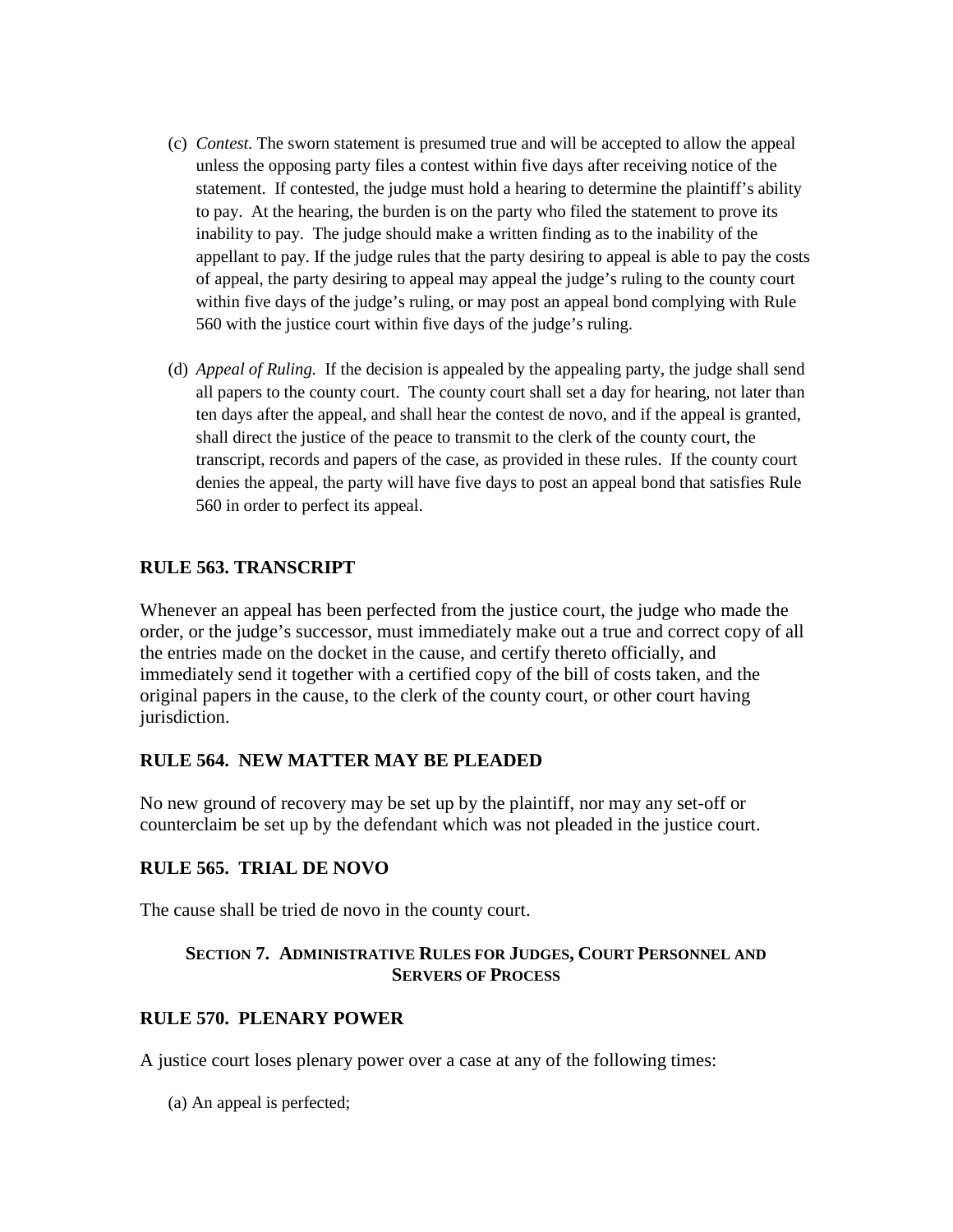(c) *Contest*. The sworn statement is presumed true and will be accepted to allow the appeal unless the opposing party files a contest within five days after receiving notice of the statement. If contested, the judge must hold a hearing to determine the plaintiff's ability to pay. At the hearing, the burden is on the party who filed the statement to prove its inability to pay. The judge should make a written finding as to the inability of the appellant to pay. If the judge rules that the party desiring to appeal is able to pay the costs of appeal, the party desiring to appeal may appeal the judge's ruling to the county court within five days of the judge's ruling, or may post an appeal bond complying with Rule 560 with the justice court within five days of the judge's ruling.

(d) *Appeal of Ruling.* If the decision is appealed by the appealing party, the judge shall send all papers to the county court. The county court shall set a day for hearing, not later than ten days after the appeal, and shall hear the contest de novo, and if the appeal is granted, shall direct the justice of the peace to transmit to the clerk of the county court, the transcript, records and papers of the case, as provided in these rules. If the county court denies the appeal, the party will have five days to post an appeal bond that satisfies Rule 560 in order to perfect its appeal.

## RULE 563. TRANSCRIPT

Whenever an appeal has been perfected from the justice court, the judge who made the order, or the judge's successor, must immediately make out a true and correct copy of all the entries made on the docket in the cause, and certify thereto officially, and immediately send it together with a certified copy of the bill of costs taken, and the original papers in the cause, to the clerk of the county court, or other court having jurisdiction.

## RULE 564. NEW MATTER MAY BE PLEADED

No new ground of recovery may be set up by the plaintiff, nor may any set-off or counterclaim be set up by the defendant which was not pleaded in the justice court.

## RULE 565. TRIAL DE NOVO

The cause shall be tried de novo in the county court.

### SECTION 7. ADMINISTRATIVE RULES FOR JUDGES, COURT PERSONNEL AND SERVERS OF PROCESS

## RULE 570. PLENARY POWER

A justice court loses plenary power over a case at any of the following times:

(a) An appeal is perfected;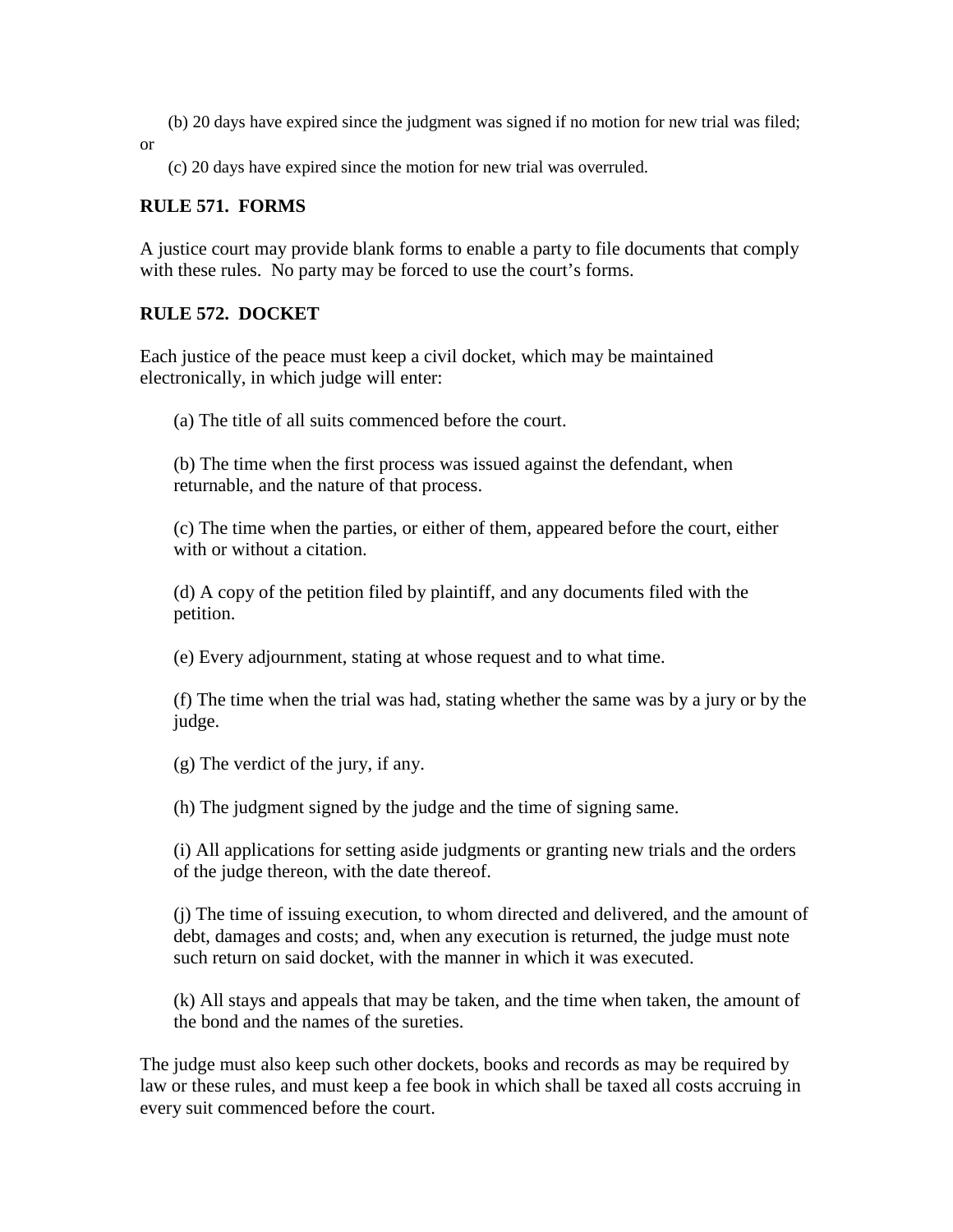(b) 20 days have expired since the judgment was signed if no motion for new trial was filed; or

(c) 20 days have expired since the motion for new trial was overruled.

**RULE 571. FORMS**

A justice court may provide blank forms to enable a party to file documents that comply with these rules. No party may be forced to use the court's forms.

**RULE 572. DOCKET**

Each justice of the peace must keep a civil docket, which may be maintained electronically, in which judge will enter:

(a) The title of all suits commenced before the court.

(b) The time when the first process was issued against the defendant, when returnable, and the nature of that process.

(c) The time when the parties, or either of them, appeared before the court, either with or without a citation.

(d) A copy of the petition filed by plaintiff, and any documents filed with the petition.

(e) Every adjournment, stating at whose request and to what time.

(f) The time when the trial was had, stating whether the same was by a jury or by the judge.

(g) The verdict of the jury, if any.

(h) The judgment signed by the judge and the time of signing same.

(i) All applications for setting aside judgments or granting new trials and the orders of the judge thereon, with the date thereof.

(j) The time of issuing execution, to whom directed and delivered, and the amount of debt, damages and costs; and, when any execution is returned, the judge must note such return on said docket, with the manner in which it was executed.

(k) All stays and appeals that may be taken, and the time when taken, the amount of the bond and the names of the sureties.

The judge must also keep such other dockets, books and records as may be required by law or these rules, and must keep a fee book in which shall be taxed all costs accruing in every suit commenced before the court.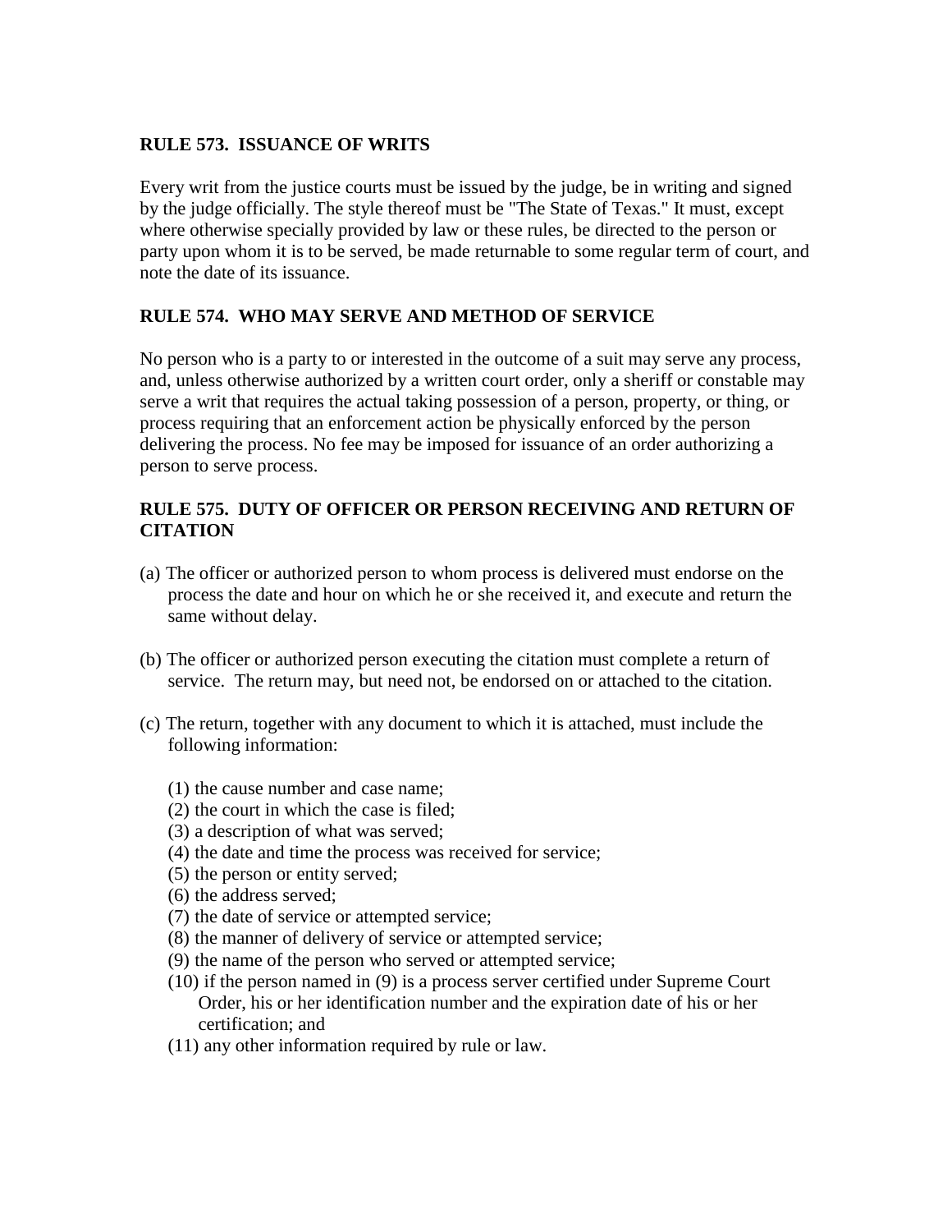**RULE 573. ISSUANCE OF WRITS**

Every writ from the justice courts must be issued by the judge, be in writing and signed by the judge officially. The style thereof must be "The State of Texas." It must, except where otherwise specially provided by law or these rules, be directed to the person or party upon whom it is to be served, be made returnable to some regular term of court, and note the date of its issuance.

**RULE 574. WHO MAY SERVE AND METHOD OF SERVICE**

No person who is a party to or interested in the outcome of a suit may serve any process, and, unless otherwise authorized by a written court order, only a sheriff or constable may serve a writ that requires the actual taking possession of a person, property, or thing, or process requiring that an enforcement action be physically enforced by the person delivering the process. No fee may be imposed for issuance of an order authorizing a person to serve process.

**RULE 575. DUTY OF OFFICER OR PERSON RECEIVING AND RETURN OF CITATION**

(a) The officer or authorized person to whom process is delivered must endorse on the process the date and hour on which he or she received it, and execute and return the same without delay.

(b) The officer or authorized person executing the citation must complete a return of service. The return may, but need not, be endorsed on or attached to the citation.

(c) The return, together with any document to which it is attached, must include the following information:

(1) the cause number and case name;
(2) the court in which the case is filed;
(3) a description of what was served;
(4) the date and time the process was received for service;
(5) the person or entity served;
(6) the address served;
(7) the date of service or attempted service;
(8) the manner of delivery of service or attempted service;
(9) the name of the person who served or attempted service;
(10) if the person named in (9) is a process server certified under Supreme Court Order, his or her identification number and the expiration date of his or her certification; and
(11) any other information required by rule or law.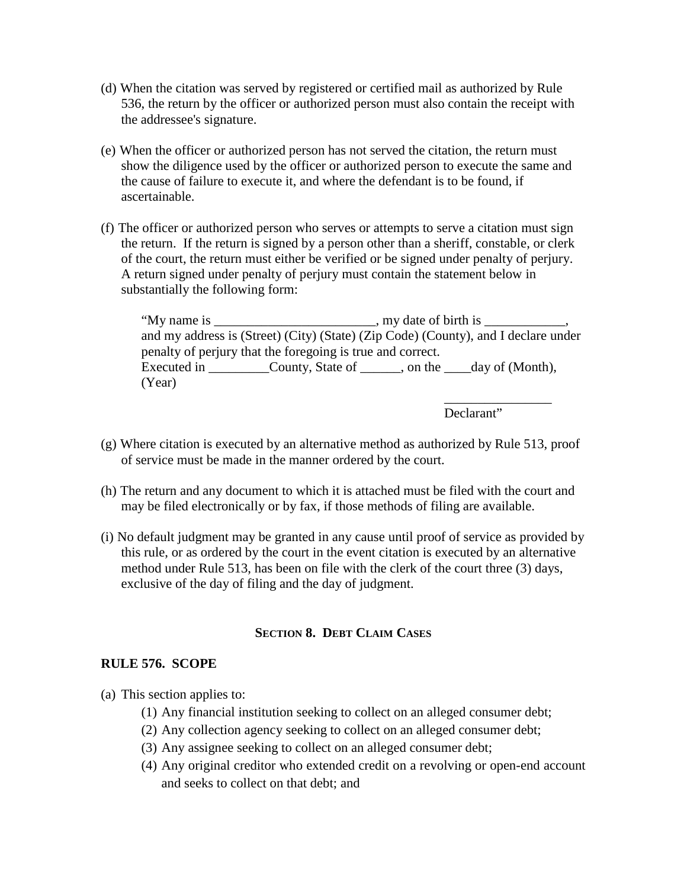(d) When the citation was served by registered or certified mail as authorized by Rule 536, the return by the officer or authorized person must also contain the receipt with the addressee's signature.

(e) When the officer or authorized person has not served the citation, the return must show the diligence used by the officer or authorized person to execute the same and the cause of failure to execute it, and where the defendant is to be found, if ascertainable.

(f) The officer or authorized person who serves or attempts to serve a citation must sign the return. If the return is signed by a person other than a sheriff, constable, or clerk of the court, the return must either be verified or be signed under penalty of perjury. A return signed under penalty of perjury must contain the statement below in substantially the following form:

> "My name is ________________________, my date of birth is ____________, and my address is (Street) (City) (State) (Zip Code) (County), and I declare under penalty of perjury that the foregoing is true and correct.
> Executed in _________County, State of ______, on the ____day of (Month), (Year)
>
> ________________
> Declarant"

(g) Where citation is executed by an alternative method as authorized by Rule 513, proof of service must be made in the manner ordered by the court.

(h) The return and any document to which it is attached must be filed with the court and may be filed electronically or by fax, if those methods of filing are available.

(i) No default judgment may be granted in any cause until proof of service as provided by this rule, or as ordered by the court in the event citation is executed by an alternative method under Rule 513, has been on file with the clerk of the court three (3) days, exclusive of the day of filing and the day of judgment.

## SECTION 8. DEBT CLAIM CASES

### RULE 576. SCOPE

(a) This section applies to:

(1) Any financial institution seeking to collect on an alleged consumer debt;
(2) Any collection agency seeking to collect on an alleged consumer debt;
(3) Any assignee seeking to collect on an alleged consumer debt;
(4) Any original creditor who extended credit on a revolving or open-end account and seeks to collect on that debt; and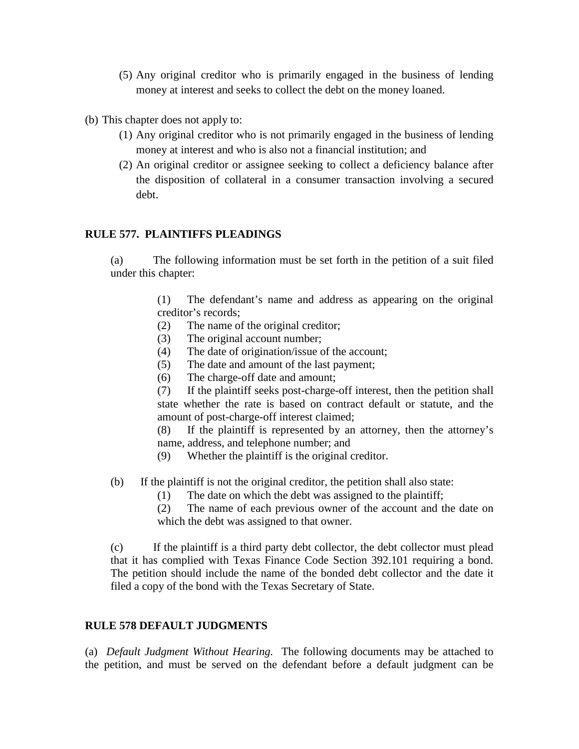(5) Any original creditor who is primarily engaged in the business of lending money at interest and seeks to collect the debt on the money loaned.

(b) This chapter does not apply to:

(1) Any original creditor who is not primarily engaged in the business of lending money at interest and who is also not a financial institution; and

(2) An original creditor or assignee seeking to collect a deficiency balance after the disposition of collateral in a consumer transaction involving a secured debt.

## RULE 577. PLAINTIFFS PLEADINGS

(a) The following information must be set forth in the petition of a suit filed under this chapter:

(1) The defendant's name and address as appearing on the original creditor's records;
(2) The name of the original creditor;
(3) The original account number;
(4) The date of origination/issue of the account;
(5) The date and amount of the last payment;
(6) The charge-off date and amount;
(7) If the plaintiff seeks post-charge-off interest, then the petition shall state whether the rate is based on contract default or statute, and the amount of post-charge-off interest claimed;
(8) If the plaintiff is represented by an attorney, then the attorney's name, address, and telephone number; and
(9) Whether the plaintiff is the original creditor.

(b) If the plaintiff is not the original creditor, the petition shall also state:

(1) The date on which the debt was assigned to the plaintiff;
(2) The name of each previous owner of the account and the date on which the debt was assigned to that owner.

(c) If the plaintiff is a third party debt collector, the debt collector must plead that it has complied with Texas Finance Code Section 392.101 requiring a bond. The petition should include the name of the bonded debt collector and the date it filed a copy of the bond with the Texas Secretary of State.

## RULE 578 DEFAULT JUDGMENTS

(a) *Default Judgment Without Hearing.* The following documents may be attached to the petition, and must be served on the defendant before a default judgment can be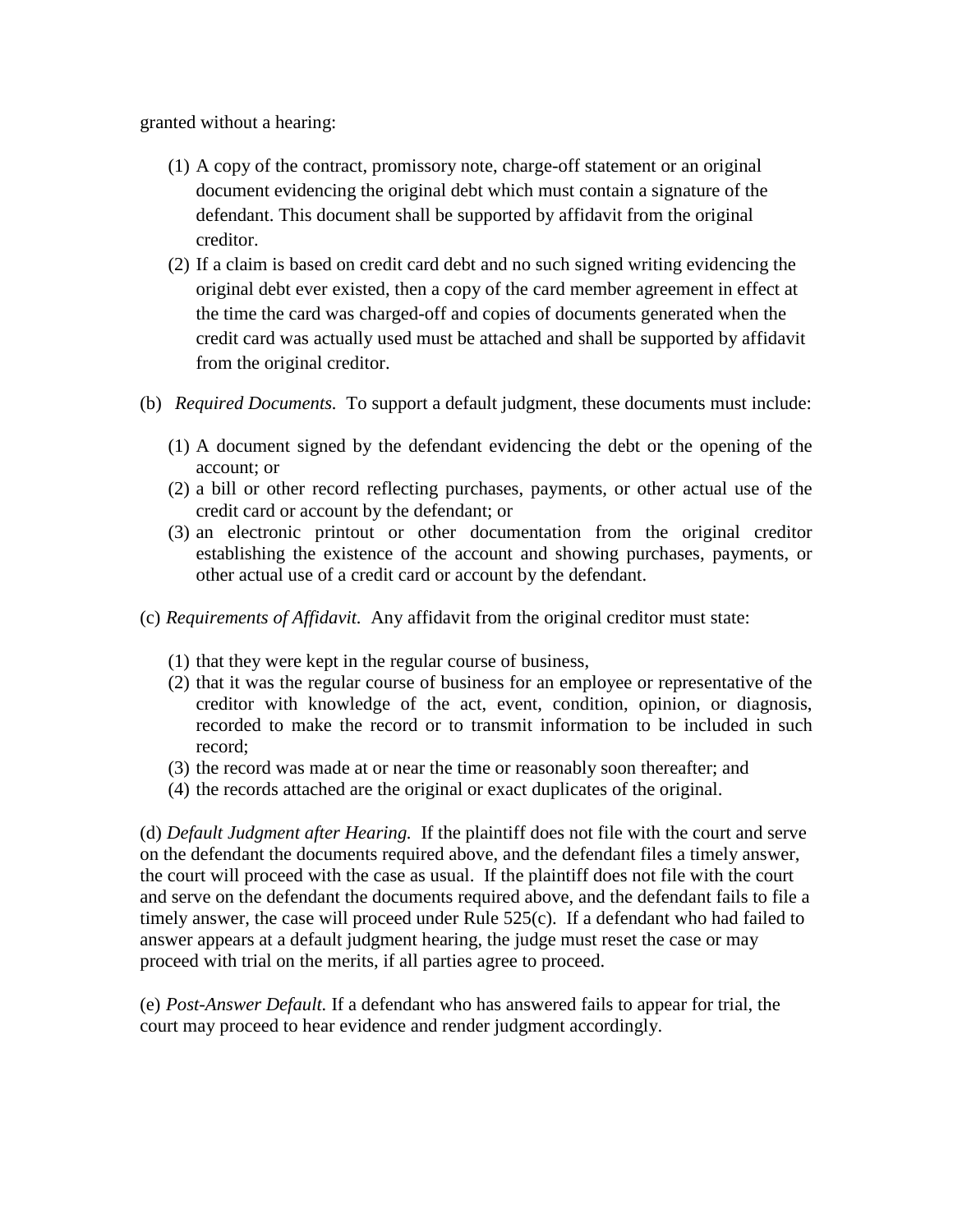granted without a hearing:

(1) A copy of the contract, promissory note, charge-off statement or an original document evidencing the original debt which must contain a signature of the defendant. This document shall be supported by affidavit from the original creditor.

(2) If a claim is based on credit card debt and no such signed writing evidencing the original debt ever existed, then a copy of the card member agreement in effect at the time the card was charged-off and copies of documents generated when the credit card was actually used must be attached and shall be supported by affidavit from the original creditor.

(b) *Required Documents.* To support a default judgment, these documents must include:

(1) A document signed by the defendant evidencing the debt or the opening of the account; or

(2) a bill or other record reflecting purchases, payments, or other actual use of the credit card or account by the defendant; or

(3) an electronic printout or other documentation from the original creditor establishing the existence of the account and showing purchases, payments, or other actual use of a credit card or account by the defendant.

(c) *Requirements of Affidavit.* Any affidavit from the original creditor must state:

(1) that they were kept in the regular course of business,

(2) that it was the regular course of business for an employee or representative of the creditor with knowledge of the act, event, condition, opinion, or diagnosis, recorded to make the record or to transmit information to be included in such record;

(3) the record was made at or near the time or reasonably soon thereafter; and

(4) the records attached are the original or exact duplicates of the original.

(d) *Default Judgment after Hearing.* If the plaintiff does not file with the court and serve on the defendant the documents required above, and the defendant files a timely answer, the court will proceed with the case as usual. If the plaintiff does not file with the court and serve on the defendant the documents required above, and the defendant fails to file a timely answer, the case will proceed under Rule 525(c). If a defendant who had failed to answer appears at a default judgment hearing, the judge must reset the case or may proceed with trial on the merits, if all parties agree to proceed.

(e) *Post-Answer Default.* If a defendant who has answered fails to appear for trial, the court may proceed to hear evidence and render judgment accordingly.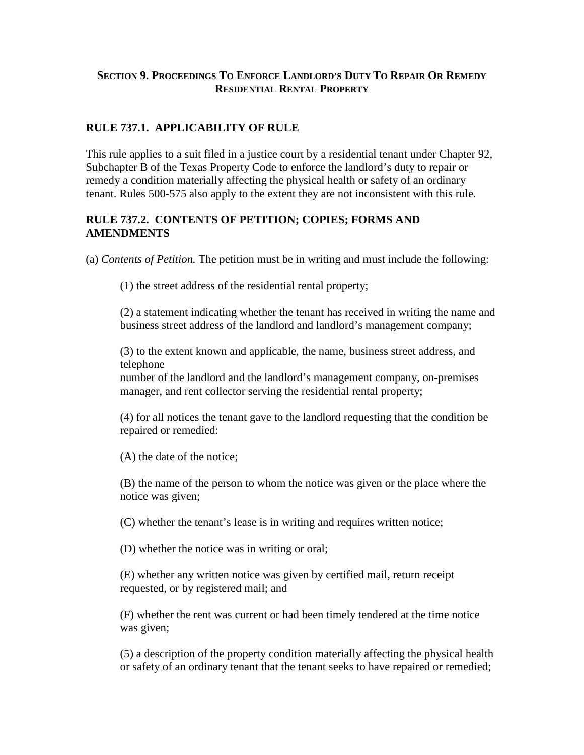## SECTION 9. PROCEEDINGS TO ENFORCE LANDLORD'S DUTY TO REPAIR OR REMEDY RESIDENTIAL RENTAL PROPERTY

### RULE 737.1. APPLICABILITY OF RULE

This rule applies to a suit filed in a justice court by a residential tenant under Chapter 92, Subchapter B of the Texas Property Code to enforce the landlord's duty to repair or remedy a condition materially affecting the physical health or safety of an ordinary tenant. Rules 500-575 also apply to the extent they are not inconsistent with this rule.

### RULE 737.2. CONTENTS OF PETITION; COPIES; FORMS AND AMENDMENTS

(a) *Contents of Petition.* The petition must be in writing and must include the following:

(1) the street address of the residential rental property;

(2) a statement indicating whether the tenant has received in writing the name and business street address of the landlord and landlord's management company;

(3) to the extent known and applicable, the name, business street address, and telephone number of the landlord and the landlord's management company, on-premises manager, and rent collector serving the residential rental property;

(4) for all notices the tenant gave to the landlord requesting that the condition be repaired or remedied:

(A) the date of the notice;

(B) the name of the person to whom the notice was given or the place where the notice was given;

(C) whether the tenant's lease is in writing and requires written notice;

(D) whether the notice was in writing or oral;

(E) whether any written notice was given by certified mail, return receipt requested, or by registered mail; and

(F) whether the rent was current or had been timely tendered at the time notice was given;

(5) a description of the property condition materially affecting the physical health or safety of an ordinary tenant that the tenant seeks to have repaired or remedied;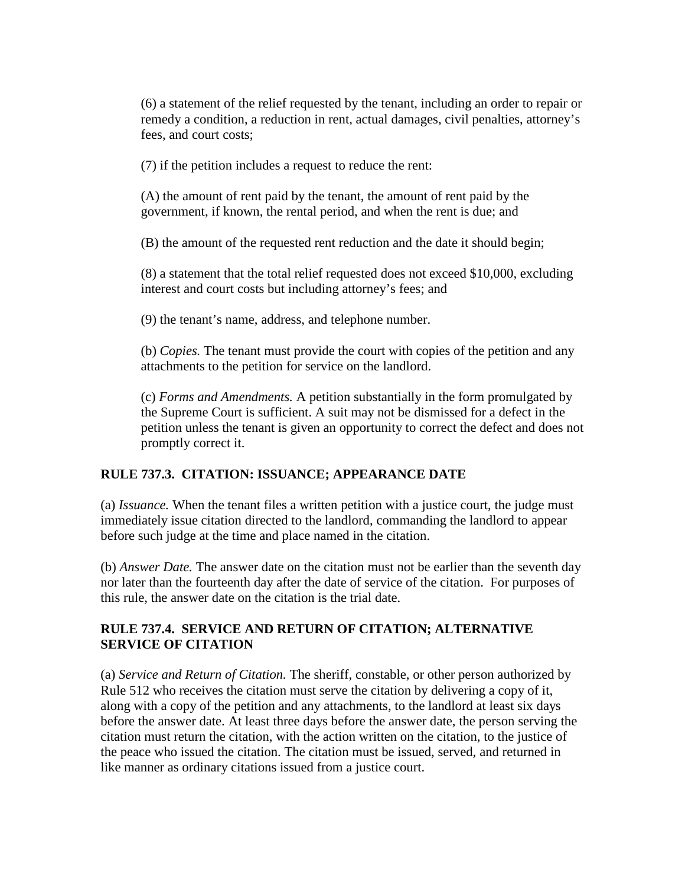(6) a statement of the relief requested by the tenant, including an order to repair or remedy a condition, a reduction in rent, actual damages, civil penalties, attorney's fees, and court costs;

(7) if the petition includes a request to reduce the rent:

(A) the amount of rent paid by the tenant, the amount of rent paid by the government, if known, the rental period, and when the rent is due; and

(B) the amount of the requested rent reduction and the date it should begin;

(8) a statement that the total relief requested does not exceed $10,000, excluding interest and court costs but including attorney's fees; and

(9) the tenant's name, address, and telephone number.

(b) *Copies.* The tenant must provide the court with copies of the petition and any attachments to the petition for service on the landlord.

(c) *Forms and Amendments.* A petition substantially in the form promulgated by the Supreme Court is sufficient. A suit may not be dismissed for a defect in the petition unless the tenant is given an opportunity to correct the defect and does not promptly correct it.

**RULE 737.3. CITATION: ISSUANCE; APPEARANCE DATE**

(a) *Issuance.* When the tenant files a written petition with a justice court, the judge must immediately issue citation directed to the landlord, commanding the landlord to appear before such judge at the time and place named in the citation.

(b) *Answer Date.* The answer date on the citation must not be earlier than the seventh day nor later than the fourteenth day after the date of service of the citation. For purposes of this rule, the answer date on the citation is the trial date.

**RULE 737.4. SERVICE AND RETURN OF CITATION; ALTERNATIVE SERVICE OF CITATION**

(a) *Service and Return of Citation.* The sheriff, constable, or other person authorized by Rule 512 who receives the citation must serve the citation by delivering a copy of it, along with a copy of the petition and any attachments, to the landlord at least six days before the answer date. At least three days before the answer date, the person serving the citation must return the citation, with the action written on the citation, to the justice of the peace who issued the citation. The citation must be issued, served, and returned in like manner as ordinary citations issued from a justice court.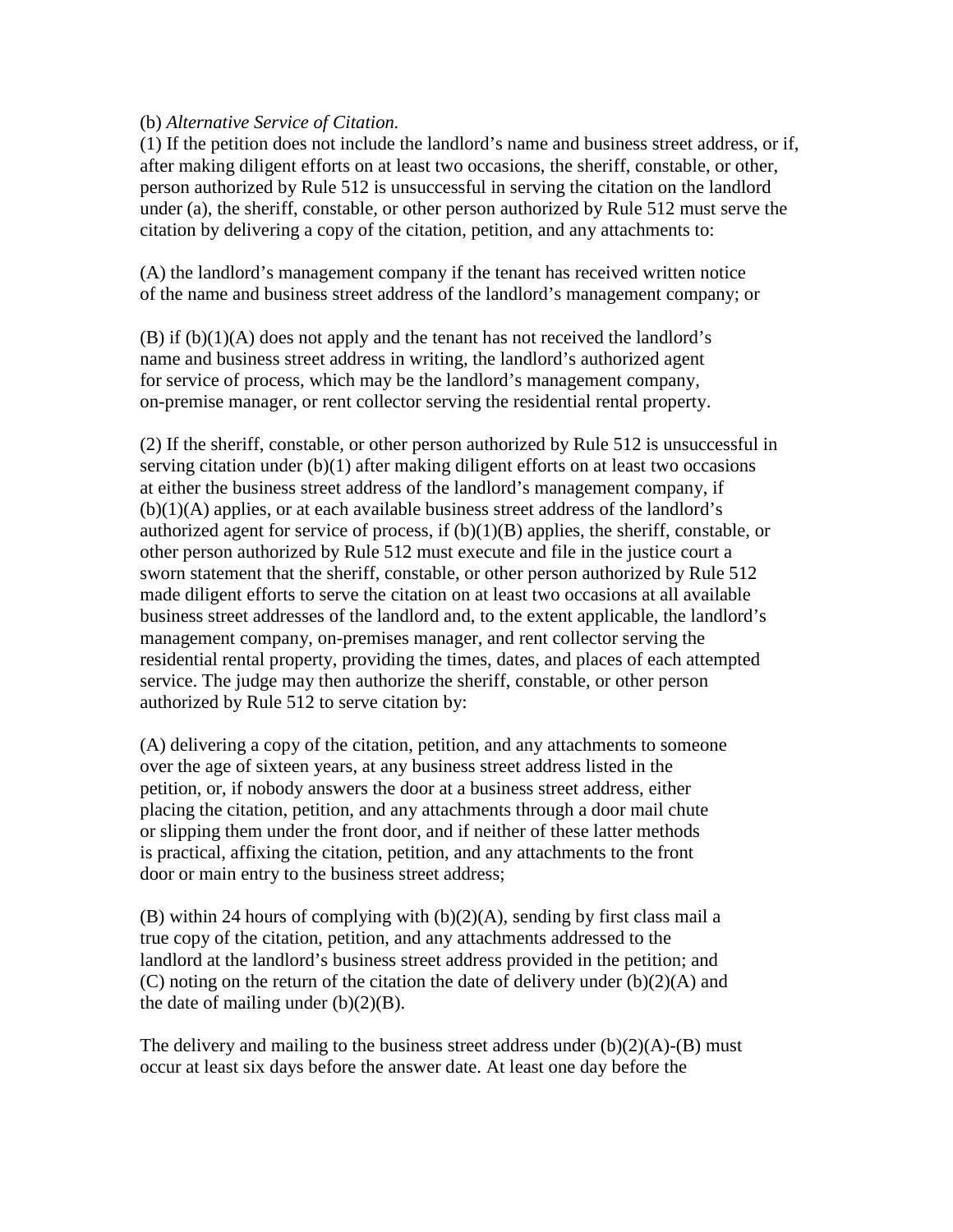(b) *Alternative Service of Citation.*

(1) If the petition does not include the landlord's name and business street address, or if, after making diligent efforts on at least two occasions, the sheriff, constable, or other, person authorized by Rule 512 is unsuccessful in serving the citation on the landlord under (a), the sheriff, constable, or other person authorized by Rule 512 must serve the citation by delivering a copy of the citation, petition, and any attachments to:

(A) the landlord's management company if the tenant has received written notice of the name and business street address of the landlord's management company; or

(B) if (b)(1)(A) does not apply and the tenant has not received the landlord's name and business street address in writing, the landlord's authorized agent for service of process, which may be the landlord's management company, on-premise manager, or rent collector serving the residential rental property.

(2) If the sheriff, constable, or other person authorized by Rule 512 is unsuccessful in serving citation under (b)(1) after making diligent efforts on at least two occasions at either the business street address of the landlord's management company, if (b)(1)(A) applies, or at each available business street address of the landlord's authorized agent for service of process, if (b)(1)(B) applies, the sheriff, constable, or other person authorized by Rule 512 must execute and file in the justice court a sworn statement that the sheriff, constable, or other person authorized by Rule 512 made diligent efforts to serve the citation on at least two occasions at all available business street addresses of the landlord and, to the extent applicable, the landlord's management company, on-premises manager, and rent collector serving the residential rental property, providing the times, dates, and places of each attempted service. The judge may then authorize the sheriff, constable, or other person authorized by Rule 512 to serve citation by:

(A) delivering a copy of the citation, petition, and any attachments to someone over the age of sixteen years, at any business street address listed in the petition, or, if nobody answers the door at a business street address, either placing the citation, petition, and any attachments through a door mail chute or slipping them under the front door, and if neither of these latter methods is practical, affixing the citation, petition, and any attachments to the front door or main entry to the business street address;

(B) within 24 hours of complying with (b)(2)(A), sending by first class mail a true copy of the citation, petition, and any attachments addressed to the landlord at the landlord's business street address provided in the petition; and

(C) noting on the return of the citation the date of delivery under (b)(2)(A) and the date of mailing under (b)(2)(B).

The delivery and mailing to the business street address under (b)(2)(A)-(B) must occur at least six days before the answer date. At least one day before the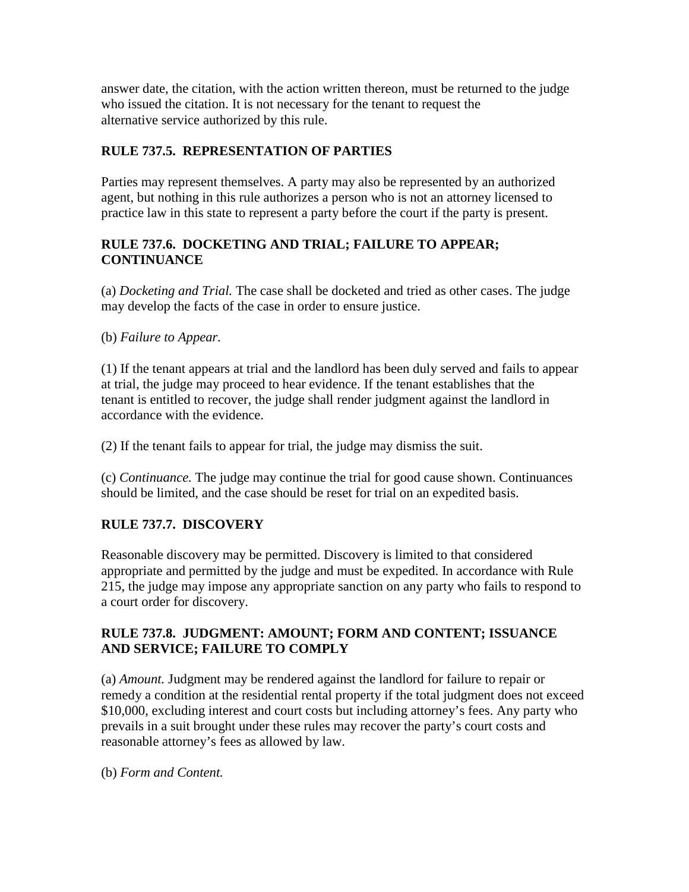answer date, the citation, with the action written thereon, must be returned to the judge who issued the citation. It is not necessary for the tenant to request the alternative service authorized by this rule.

### RULE 737.5. REPRESENTATION OF PARTIES

Parties may represent themselves. A party may also be represented by an authorized agent, but nothing in this rule authorizes a person who is not an attorney licensed to practice law in this state to represent a party before the court if the party is present.

### RULE 737.6. DOCKETING AND TRIAL; FAILURE TO APPEAR; CONTINUANCE

(a) *Docketing and Trial.* The case shall be docketed and tried as other cases. The judge may develop the facts of the case in order to ensure justice.

(b) *Failure to Appear.*

(1) If the tenant appears at trial and the landlord has been duly served and fails to appear at trial, the judge may proceed to hear evidence. If the tenant establishes that the tenant is entitled to recover, the judge shall render judgment against the landlord in accordance with the evidence.

(2) If the tenant fails to appear for trial, the judge may dismiss the suit.

(c) *Continuance.* The judge may continue the trial for good cause shown. Continuances should be limited, and the case should be reset for trial on an expedited basis.

### RULE 737.7. DISCOVERY

Reasonable discovery may be permitted. Discovery is limited to that considered appropriate and permitted by the judge and must be expedited. In accordance with Rule 215, the judge may impose any appropriate sanction on any party who fails to respond to a court order for discovery.

### RULE 737.8. JUDGMENT: AMOUNT; FORM AND CONTENT; ISSUANCE AND SERVICE; FAILURE TO COMPLY

(a) *Amount.* Judgment may be rendered against the landlord for failure to repair or remedy a condition at the residential rental property if the total judgment does not exceed $10,000, excluding interest and court costs but including attorney's fees. Any party who prevails in a suit brought under these rules may recover the party's court costs and reasonable attorney's fees as allowed by law.

(b) *Form and Content.*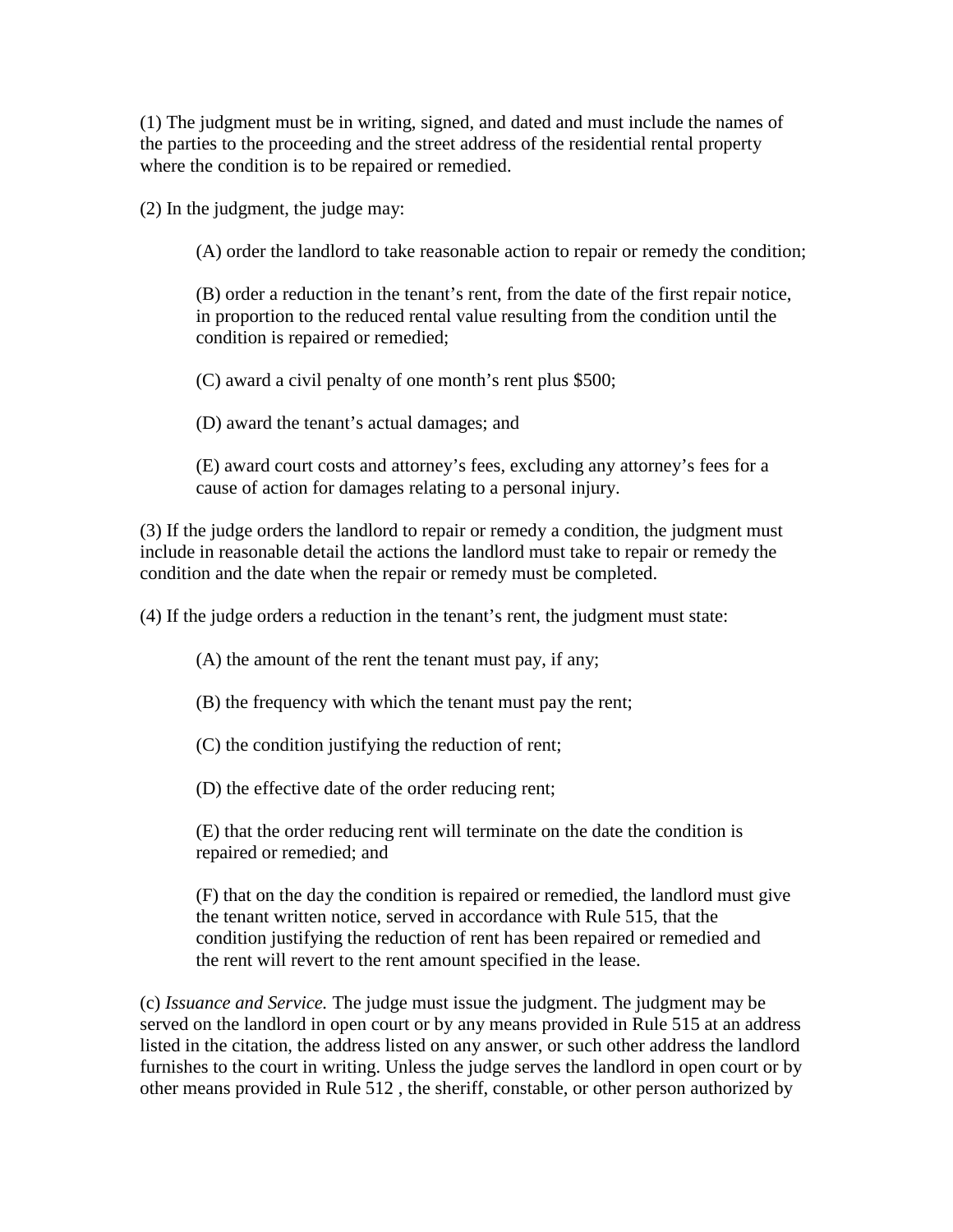(1) The judgment must be in writing, signed, and dated and must include the names of the parties to the proceeding and the street address of the residential rental property where the condition is to be repaired or remedied.

(2) In the judgment, the judge may:

> (A) order the landlord to take reasonable action to repair or remedy the condition;
>
> (B) order a reduction in the tenant's rent, from the date of the first repair notice, in proportion to the reduced rental value resulting from the condition until the condition is repaired or remedied;
>
> (C) award a civil penalty of one month's rent plus $500;
>
> (D) award the tenant's actual damages; and
>
> (E) award court costs and attorney's fees, excluding any attorney's fees for a cause of action for damages relating to a personal injury.

(3) If the judge orders the landlord to repair or remedy a condition, the judgment must include in reasonable detail the actions the landlord must take to repair or remedy the condition and the date when the repair or remedy must be completed.

(4) If the judge orders a reduction in the tenant's rent, the judgment must state:

> (A) the amount of the rent the tenant must pay, if any;
>
> (B) the frequency with which the tenant must pay the rent;
>
> (C) the condition justifying the reduction of rent;
>
> (D) the effective date of the order reducing rent;
>
> (E) that the order reducing rent will terminate on the date the condition is repaired or remedied; and
>
> (F) that on the day the condition is repaired or remedied, the landlord must give the tenant written notice, served in accordance with Rule 515, that the condition justifying the reduction of rent has been repaired or remedied and the rent will revert to the rent amount specified in the lease.

(c) *Issuance and Service.* The judge must issue the judgment. The judgment may be served on the landlord in open court or by any means provided in Rule 515 at an address listed in the citation, the address listed on any answer, or such other address the landlord furnishes to the court in writing. Unless the judge serves the landlord in open court or by other means provided in Rule 512 , the sheriff, constable, or other person authorized by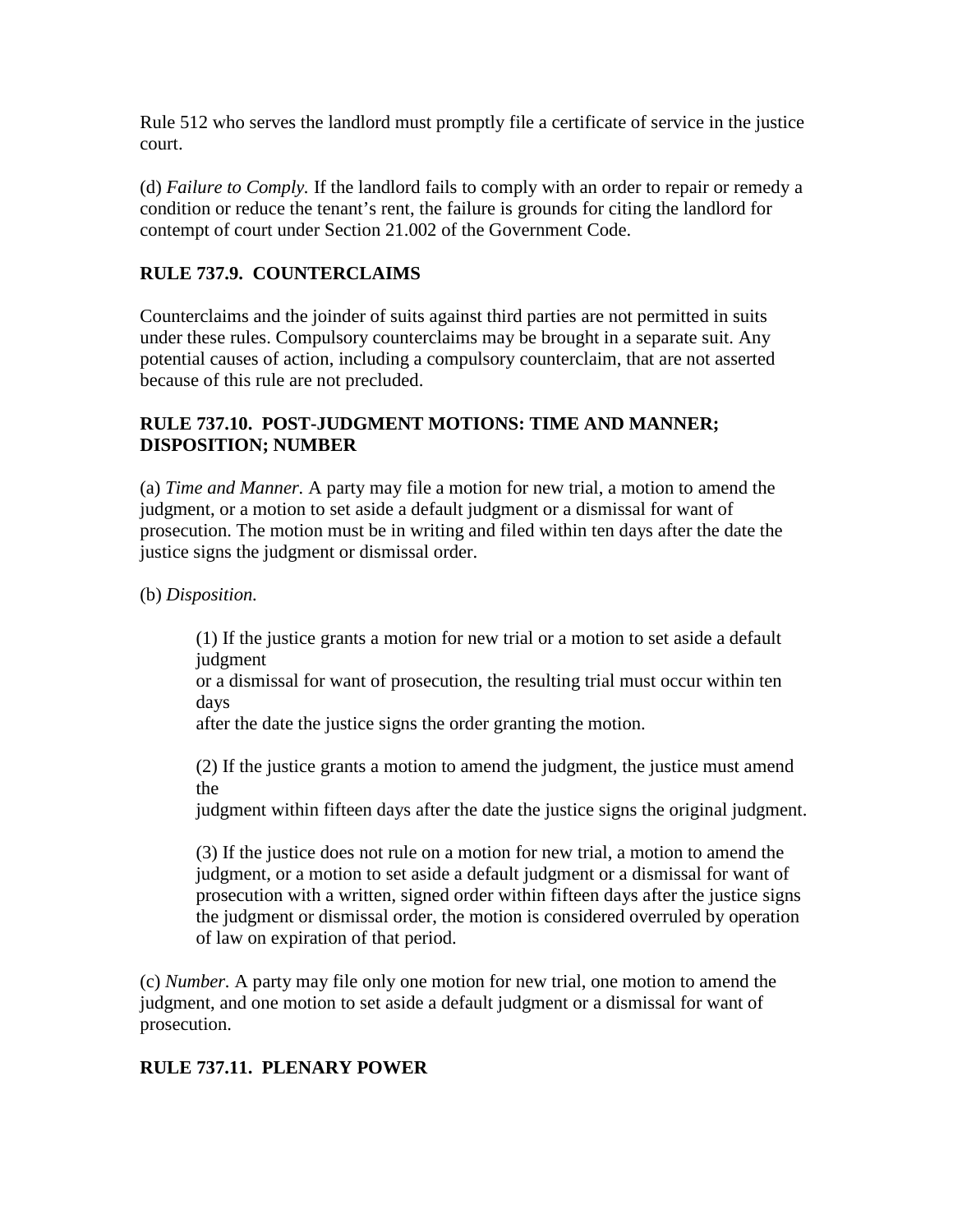Rule 512 who serves the landlord must promptly file a certificate of service in the justice court.

(d) *Failure to Comply.* If the landlord fails to comply with an order to repair or remedy a condition or reduce the tenant's rent, the failure is grounds for citing the landlord for contempt of court under Section 21.002 of the Government Code.

## RULE 737.9. COUNTERCLAIMS

Counterclaims and the joinder of suits against third parties are not permitted in suits under these rules. Compulsory counterclaims may be brought in a separate suit. Any potential causes of action, including a compulsory counterclaim, that are not asserted because of this rule are not precluded.

## RULE 737.10. POST-JUDGMENT MOTIONS: TIME AND MANNER; DISPOSITION; NUMBER

(a) *Time and Manner.* A party may file a motion for new trial, a motion to amend the judgment, or a motion to set aside a default judgment or a dismissal for want of prosecution. The motion must be in writing and filed within ten days after the date the justice signs the judgment or dismissal order.

(b) *Disposition.*

(1) If the justice grants a motion for new trial or a motion to set aside a default judgment or a dismissal for want of prosecution, the resulting trial must occur within ten days after the date the justice signs the order granting the motion.

(2) If the justice grants a motion to amend the judgment, the justice must amend the judgment within fifteen days after the date the justice signs the original judgment.

(3) If the justice does not rule on a motion for new trial, a motion to amend the judgment, or a motion to set aside a default judgment or a dismissal for want of prosecution with a written, signed order within fifteen days after the justice signs the judgment or dismissal order, the motion is considered overruled by operation of law on expiration of that period.

(c) *Number.* A party may file only one motion for new trial, one motion to amend the judgment, and one motion to set aside a default judgment or a dismissal for want of prosecution.

## RULE 737.11. PLENARY POWER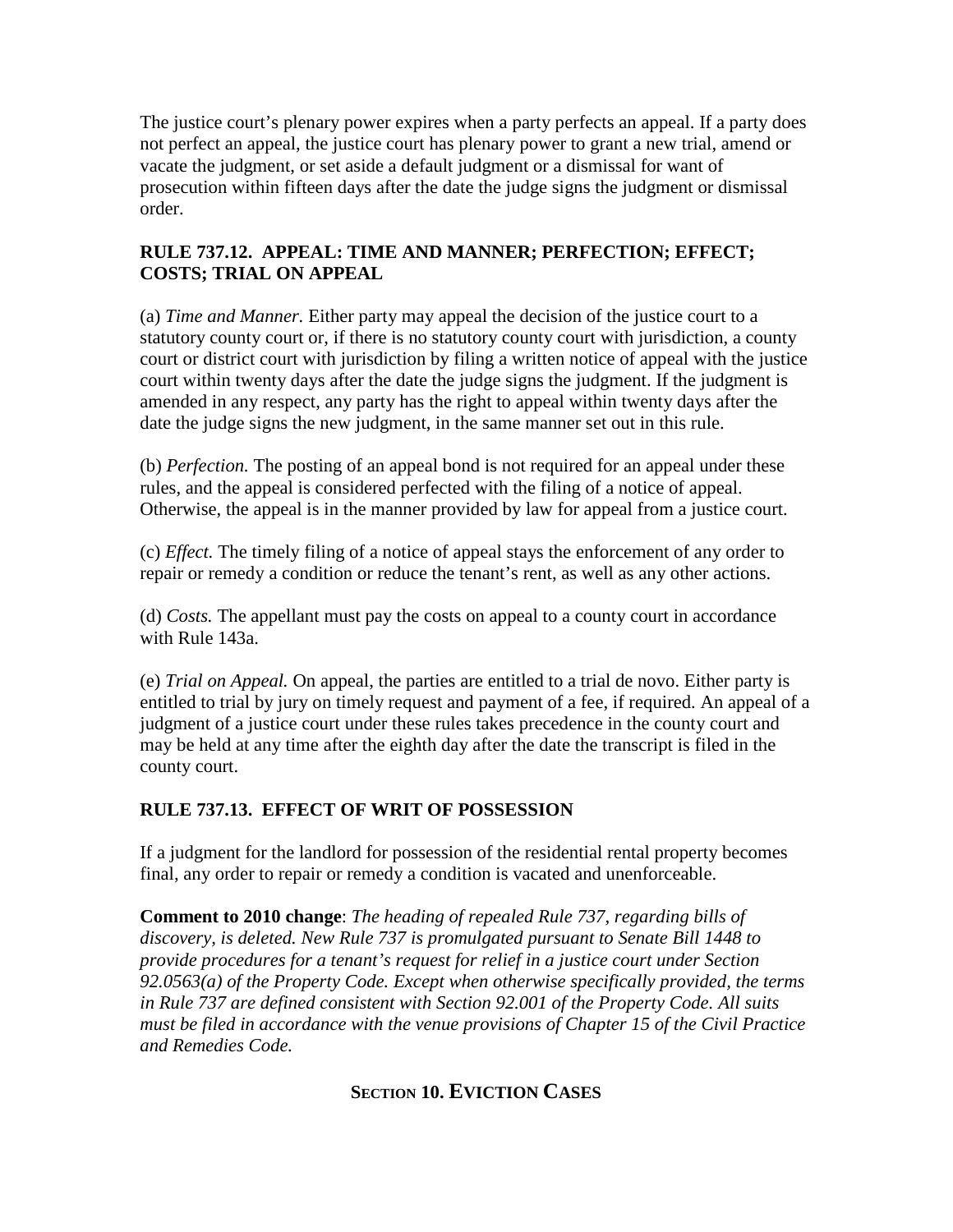The justice court's plenary power expires when a party perfects an appeal. If a party does not perfect an appeal, the justice court has plenary power to grant a new trial, amend or vacate the judgment, or set aside a default judgment or a dismissal for want of prosecution within fifteen days after the date the judge signs the judgment or dismissal order.

### RULE 737.12. APPEAL: TIME AND MANNER; PERFECTION; EFFECT; COSTS; TRIAL ON APPEAL

(a) *Time and Manner.* Either party may appeal the decision of the justice court to a statutory county court or, if there is no statutory county court with jurisdiction, a county court or district court with jurisdiction by filing a written notice of appeal with the justice court within twenty days after the date the judge signs the judgment. If the judgment is amended in any respect, any party has the right to appeal within twenty days after the date the judge signs the new judgment, in the same manner set out in this rule.

(b) *Perfection.* The posting of an appeal bond is not required for an appeal under these rules, and the appeal is considered perfected with the filing of a notice of appeal. Otherwise, the appeal is in the manner provided by law for appeal from a justice court.

(c) *Effect.* The timely filing of a notice of appeal stays the enforcement of any order to repair or remedy a condition or reduce the tenant's rent, as well as any other actions.

(d) *Costs.* The appellant must pay the costs on appeal to a county court in accordance with Rule 143a.

(e) *Trial on Appeal.* On appeal, the parties are entitled to a trial de novo. Either party is entitled to trial by jury on timely request and payment of a fee, if required. An appeal of a judgment of a justice court under these rules takes precedence in the county court and may be held at any time after the eighth day after the date the transcript is filed in the county court.

### RULE 737.13. EFFECT OF WRIT OF POSSESSION

If a judgment for the landlord for possession of the residential rental property becomes final, any order to repair or remedy a condition is vacated and unenforceable.

**Comment to 2010 change**: *The heading of repealed Rule 737, regarding bills of discovery, is deleted. New Rule 737 is promulgated pursuant to Senate Bill 1448 to provide procedures for a tenant's request for relief in a justice court under Section 92.0563(a) of the Property Code. Except when otherwise specifically provided, the terms in Rule 737 are defined consistent with Section 92.001 of the Property Code. All suits must be filed in accordance with the venue provisions of Chapter 15 of the Civil Practice and Remedies Code.*

## SECTION 10. EVICTION CASES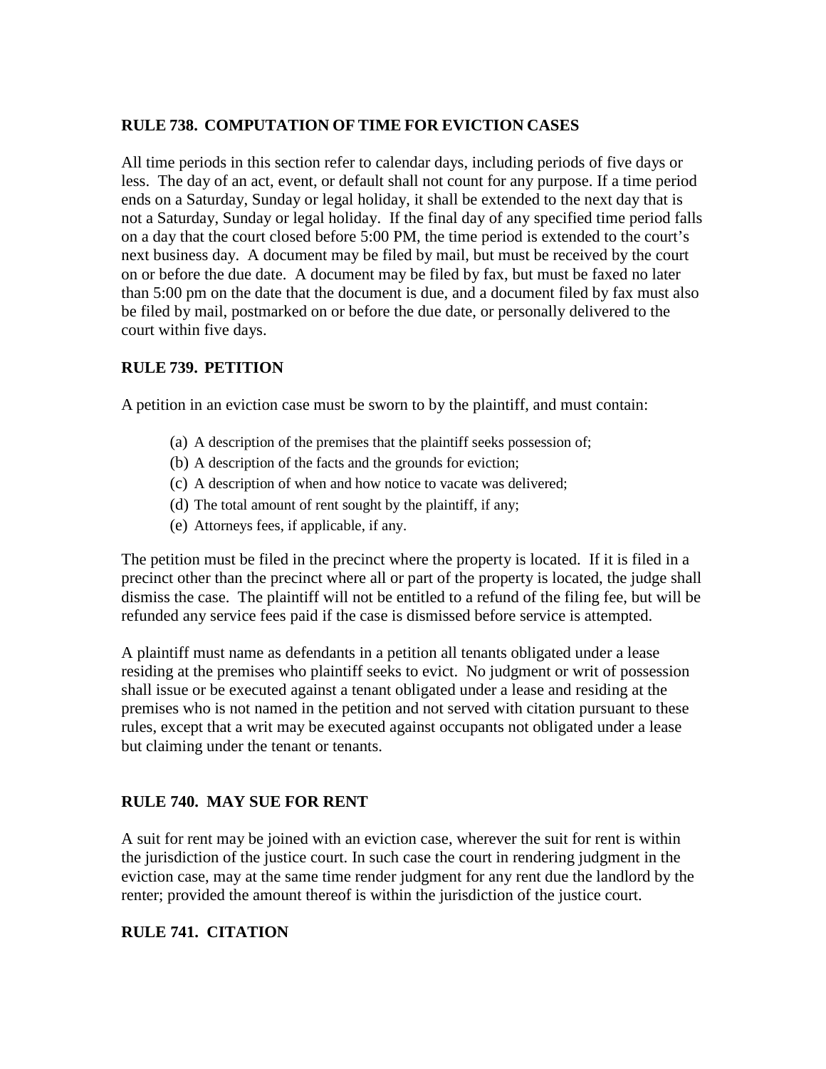## RULE 738. COMPUTATION OF TIME FOR EVICTION CASES

All time periods in this section refer to calendar days, including periods of five days or less. The day of an act, event, or default shall not count for any purpose. If a time period ends on a Saturday, Sunday or legal holiday, it shall be extended to the next day that is not a Saturday, Sunday or legal holiday. If the final day of any specified time period falls on a day that the court closed before 5:00 PM, the time period is extended to the court's next business day. A document may be filed by mail, but must be received by the court on or before the due date. A document may be filed by fax, but must be faxed no later than 5:00 pm on the date that the document is due, and a document filed by fax must also be filed by mail, postmarked on or before the due date, or personally delivered to the court within five days.

## RULE 739. PETITION

A petition in an eviction case must be sworn to by the plaintiff, and must contain:

(a) A description of the premises that the plaintiff seeks possession of;
(b) A description of the facts and the grounds for eviction;
(c) A description of when and how notice to vacate was delivered;
(d) The total amount of rent sought by the plaintiff, if any;
(e) Attorneys fees, if applicable, if any.

The petition must be filed in the precinct where the property is located. If it is filed in a precinct other than the precinct where all or part of the property is located, the judge shall dismiss the case. The plaintiff will not be entitled to a refund of the filing fee, but will be refunded any service fees paid if the case is dismissed before service is attempted.

A plaintiff must name as defendants in a petition all tenants obligated under a lease residing at the premises who plaintiff seeks to evict. No judgment or writ of possession shall issue or be executed against a tenant obligated under a lease and residing at the premises who is not named in the petition and not served with citation pursuant to these rules, except that a writ may be executed against occupants not obligated under a lease but claiming under the tenant or tenants.

## RULE 740. MAY SUE FOR RENT

A suit for rent may be joined with an eviction case, wherever the suit for rent is within the jurisdiction of the justice court. In such case the court in rendering judgment in the eviction case, may at the same time render judgment for any rent due the landlord by the renter; provided the amount thereof is within the jurisdiction of the justice court.

## RULE 741. CITATION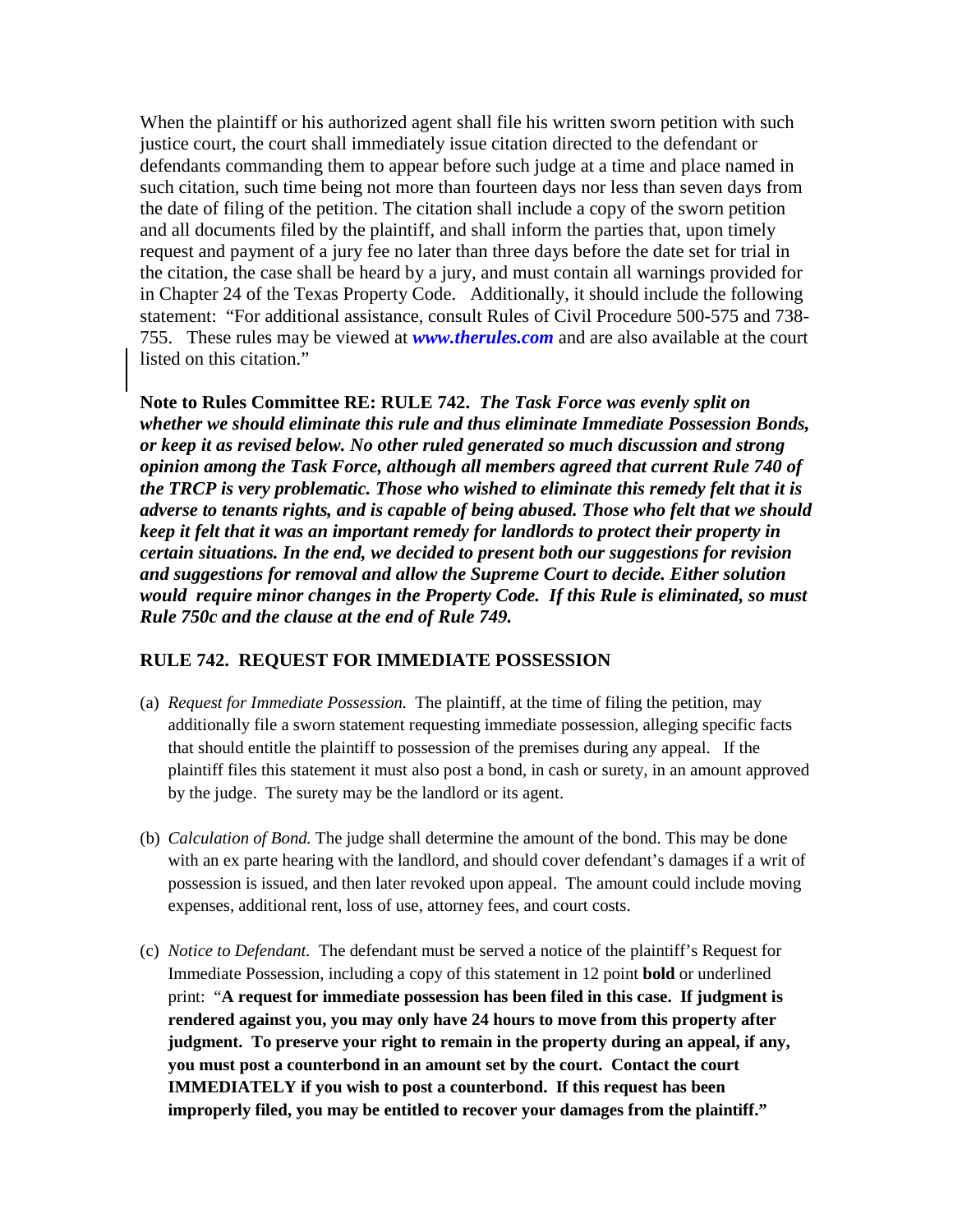When the plaintiff or his authorized agent shall file his written sworn petition with such justice court, the court shall immediately issue citation directed to the defendant or defendants commanding them to appear before such judge at a time and place named in such citation, such time being not more than fourteen days nor less than seven days from the date of filing of the petition. The citation shall include a copy of the sworn petition and all documents filed by the plaintiff, and shall inform the parties that, upon timely request and payment of a jury fee no later than three days before the date set for trial in the citation, the case shall be heard by a jury, and must contain all warnings provided for in Chapter 24 of the Texas Property Code. Additionally, it should include the following statement: "For additional assistance, consult Rules of Civil Procedure 500-575 and 738-755. These rules may be viewed at ***www.therules.com*** and are also available at the court listed on this citation."

**Note to Rules Committee RE: RULE 742.** ***The Task Force was evenly split on whether we should eliminate this rule and thus eliminate Immediate Possession Bonds, or keep it as revised below. No other ruled generated so much discussion and strong opinion among the Task Force, although all members agreed that current Rule 740 of the TRCP is very problematic. Those who wished to eliminate this remedy felt that it is adverse to tenants rights, and is capable of being abused. Those who felt that we should keep it felt that it was an important remedy for landlords to protect their property in certain situations. In the end, we decided to present both our suggestions for revision and suggestions for removal and allow the Supreme Court to decide. Either solution would require minor changes in the Property Code. If this Rule is eliminated, so must Rule 750c and the clause at the end of Rule 749.***

## RULE 742. REQUEST FOR IMMEDIATE POSSESSION

(a) *Request for Immediate Possession.* The plaintiff, at the time of filing the petition, may additionally file a sworn statement requesting immediate possession, alleging specific facts that should entitle the plaintiff to possession of the premises during any appeal. If the plaintiff files this statement it must also post a bond, in cash or surety, in an amount approved by the judge. The surety may be the landlord or its agent.

(b) *Calculation of Bond.* The judge shall determine the amount of the bond. This may be done with an ex parte hearing with the landlord, and should cover defendant's damages if a writ of possession is issued, and then later revoked upon appeal. The amount could include moving expenses, additional rent, loss of use, attorney fees, and court costs.

(c) *Notice to Defendant.* The defendant must be served a notice of the plaintiff's Request for Immediate Possession, including a copy of this statement in 12 point **bold** or underlined print: "**A request for immediate possession has been filed in this case. If judgment is rendered against you, you may only have 24 hours to move from this property after judgment. To preserve your right to remain in the property during an appeal, if any, you must post a counterbond in an amount set by the court. Contact the court IMMEDIATELY if you wish to post a counterbond. If this request has been improperly filed, you may be entitled to recover your damages from the plaintiff.**"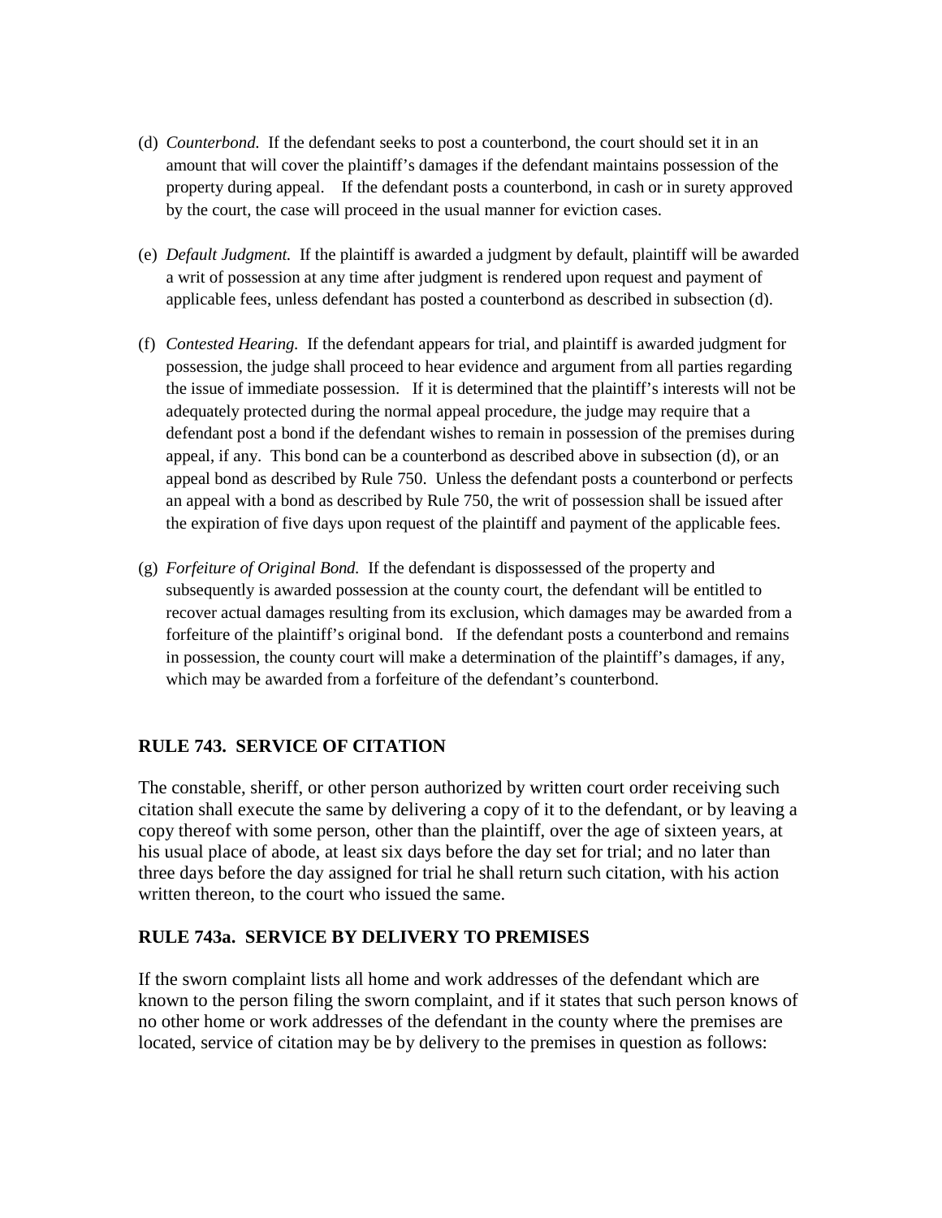(d) *Counterbond.* If the defendant seeks to post a counterbond, the court should set it in an amount that will cover the plaintiff's damages if the defendant maintains possession of the property during appeal. If the defendant posts a counterbond, in cash or in surety approved by the court, the case will proceed in the usual manner for eviction cases.

(e) *Default Judgment.* If the plaintiff is awarded a judgment by default, plaintiff will be awarded a writ of possession at any time after judgment is rendered upon request and payment of applicable fees, unless defendant has posted a counterbond as described in subsection (d).

(f) *Contested Hearing.* If the defendant appears for trial, and plaintiff is awarded judgment for possession, the judge shall proceed to hear evidence and argument from all parties regarding the issue of immediate possession. If it is determined that the plaintiff's interests will not be adequately protected during the normal appeal procedure, the judge may require that a defendant post a bond if the defendant wishes to remain in possession of the premises during appeal, if any. This bond can be a counterbond as described above in subsection (d), or an appeal bond as described by Rule 750. Unless the defendant posts a counterbond or perfects an appeal with a bond as described by Rule 750, the writ of possession shall be issued after the expiration of five days upon request of the plaintiff and payment of the applicable fees.

(g) *Forfeiture of Original Bond.* If the defendant is dispossessed of the property and subsequently is awarded possession at the county court, the defendant will be entitled to recover actual damages resulting from its exclusion, which damages may be awarded from a forfeiture of the plaintiff's original bond. If the defendant posts a counterbond and remains in possession, the county court will make a determination of the plaintiff's damages, if any, which may be awarded from a forfeiture of the defendant's counterbond.

### RULE 743. SERVICE OF CITATION

The constable, sheriff, or other person authorized by written court order receiving such citation shall execute the same by delivering a copy of it to the defendant, or by leaving a copy thereof with some person, other than the plaintiff, over the age of sixteen years, at his usual place of abode, at least six days before the day set for trial; and no later than three days before the day assigned for trial he shall return such citation, with his action written thereon, to the court who issued the same.

### RULE 743a. SERVICE BY DELIVERY TO PREMISES

If the sworn complaint lists all home and work addresses of the defendant which are known to the person filing the sworn complaint, and if it states that such person knows of no other home or work addresses of the defendant in the county where the premises are located, service of citation may be by delivery to the premises in question as follows: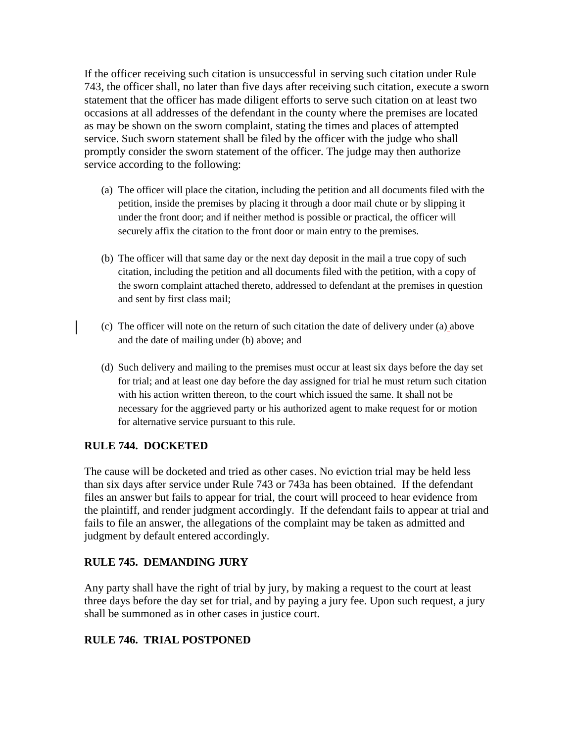If the officer receiving such citation is unsuccessful in serving such citation under Rule 743, the officer shall, no later than five days after receiving such citation, execute a sworn statement that the officer has made diligent efforts to serve such citation on at least two occasions at all addresses of the defendant in the county where the premises are located as may be shown on the sworn complaint, stating the times and places of attempted service. Such sworn statement shall be filed by the officer with the judge who shall promptly consider the sworn statement of the officer. The judge may then authorize service according to the following:

(a) The officer will place the citation, including the petition and all documents filed with the petition, inside the premises by placing it through a door mail chute or by slipping it under the front door; and if neither method is possible or practical, the officer will securely affix the citation to the front door or main entry to the premises.

(b) The officer will that same day or the next day deposit in the mail a true copy of such citation, including the petition and all documents filed with the petition, with a copy of the sworn complaint attached thereto, addressed to defendant at the premises in question and sent by first class mail;

(c) The officer will note on the return of such citation the date of delivery under (a) above and the date of mailing under (b) above; and

(d) Such delivery and mailing to the premises must occur at least six days before the day set for trial; and at least one day before the day assigned for trial he must return such citation with his action written thereon, to the court which issued the same. It shall not be necessary for the aggrieved party or his authorized agent to make request for or motion for alternative service pursuant to this rule.

### RULE 744. DOCKETED

The cause will be docketed and tried as other cases. No eviction trial may be held less than six days after service under Rule 743 or 743a has been obtained. If the defendant files an answer but fails to appear for trial, the court will proceed to hear evidence from the plaintiff, and render judgment accordingly. If the defendant fails to appear at trial and fails to file an answer, the allegations of the complaint may be taken as admitted and judgment by default entered accordingly.

### RULE 745. DEMANDING JURY

Any party shall have the right of trial by jury, by making a request to the court at least three days before the day set for trial, and by paying a jury fee. Upon such request, a jury shall be summoned as in other cases in justice court.

### RULE 746. TRIAL POSTPONED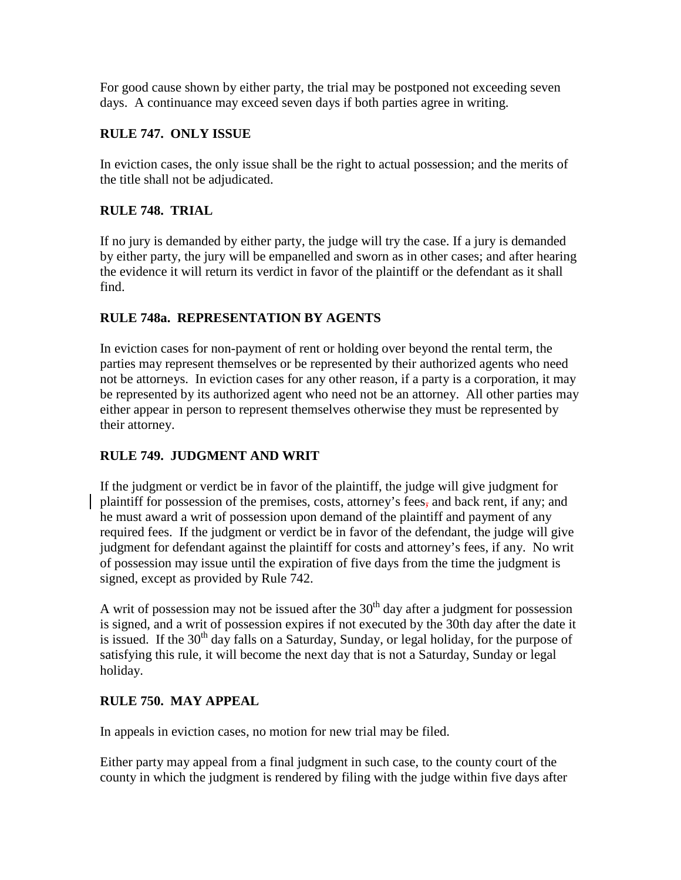For good cause shown by either party, the trial may be postponed not exceeding seven days. A continuance may exceed seven days if both parties agree in writing.

**RULE 747. ONLY ISSUE**

In eviction cases, the only issue shall be the right to actual possession; and the merits of the title shall not be adjudicated.

**RULE 748. TRIAL**

If no jury is demanded by either party, the judge will try the case. If a jury is demanded by either party, the jury will be empanelled and sworn as in other cases; and after hearing the evidence it will return its verdict in favor of the plaintiff or the defendant as it shall find.

**RULE 748a. REPRESENTATION BY AGENTS**

In eviction cases for non-payment of rent or holding over beyond the rental term, the parties may represent themselves or be represented by their authorized agents who need not be attorneys. In eviction cases for any other reason, if a party is a corporation, it may be represented by its authorized agent who need not be an attorney. All other parties may either appear in person to represent themselves otherwise they must be represented by their attorney.

**RULE 749. JUDGMENT AND WRIT**

If the judgment or verdict be in favor of the plaintiff, the judge will give judgment for plaintiff for possession of the premises, costs, attorney's fees, and back rent, if any; and he must award a writ of possession upon demand of the plaintiff and payment of any required fees. If the judgment or verdict be in favor of the defendant, the judge will give judgment for defendant against the plaintiff for costs and attorney's fees, if any. No writ of possession may issue until the expiration of five days from the time the judgment is signed, except as provided by Rule 742.

A writ of possession may not be issued after the 30th day after a judgment for possession is signed, and a writ of possession expires if not executed by the 30th day after the date it is issued. If the 30th day falls on a Saturday, Sunday, or legal holiday, for the purpose of satisfying this rule, it will become the next day that is not a Saturday, Sunday or legal holiday.

**RULE 750. MAY APPEAL**

In appeals in eviction cases, no motion for new trial may be filed.

Either party may appeal from a final judgment in such case, to the county court of the county in which the judgment is rendered by filing with the judge within five days after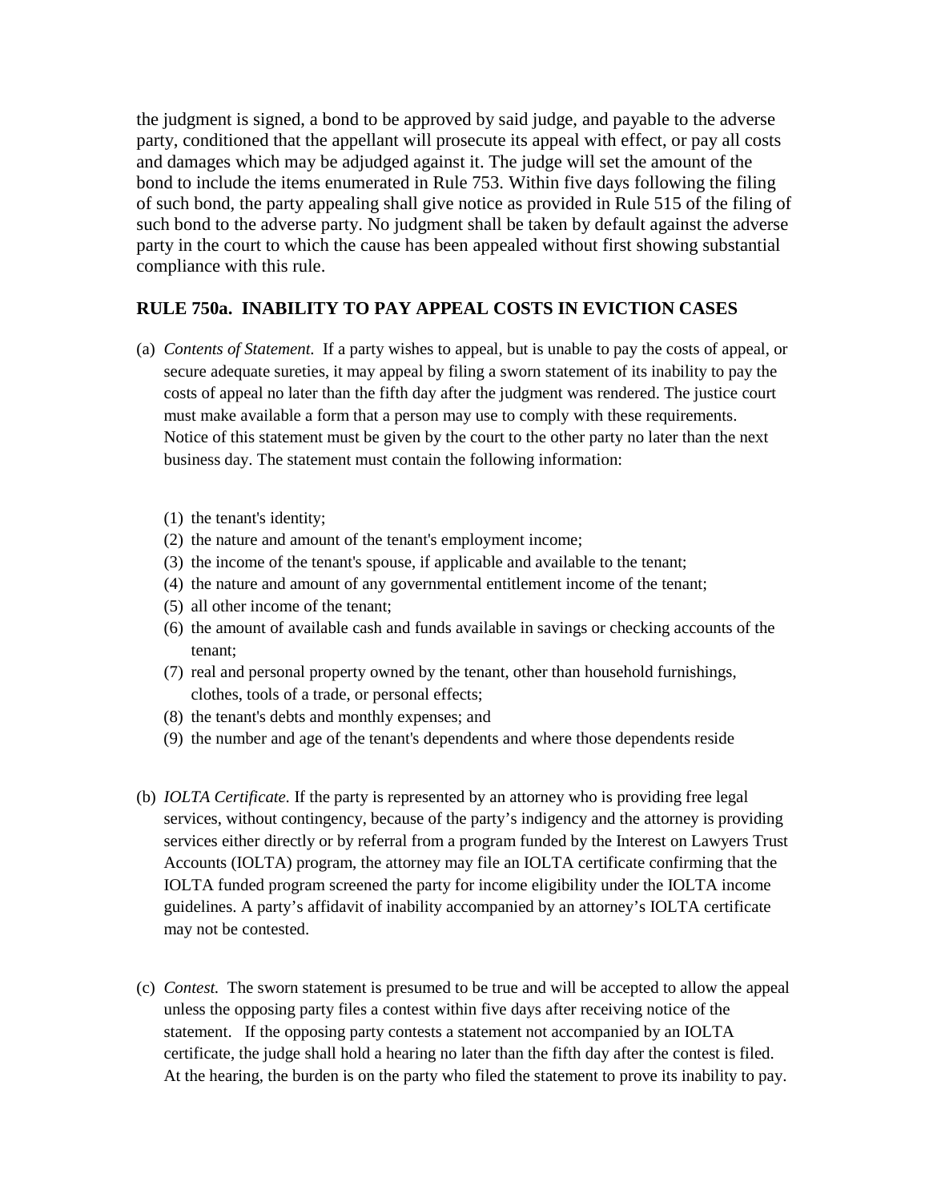the judgment is signed, a bond to be approved by said judge, and payable to the adverse party, conditioned that the appellant will prosecute its appeal with effect, or pay all costs and damages which may be adjudged against it. The judge will set the amount of the bond to include the items enumerated in Rule 753. Within five days following the filing of such bond, the party appealing shall give notice as provided in Rule 515 of the filing of such bond to the adverse party. No judgment shall be taken by default against the adverse party in the court to which the cause has been appealed without first showing substantial compliance with this rule.

### RULE 750a. INABILITY TO PAY APPEAL COSTS IN EVICTION CASES

(a) *Contents of Statement.* If a party wishes to appeal, but is unable to pay the costs of appeal, or secure adequate sureties, it may appeal by filing a sworn statement of its inability to pay the costs of appeal no later than the fifth day after the judgment was rendered. The justice court must make available a form that a person may use to comply with these requirements. Notice of this statement must be given by the court to the other party no later than the next business day. The statement must contain the following information:

   (1) the tenant's identity;
   (2) the nature and amount of the tenant's employment income;
   (3) the income of the tenant's spouse, if applicable and available to the tenant;
   (4) the nature and amount of any governmental entitlement income of the tenant;
   (5) all other income of the tenant;
   (6) the amount of available cash and funds available in savings or checking accounts of the tenant;
   (7) real and personal property owned by the tenant, other than household furnishings, clothes, tools of a trade, or personal effects;
   (8) the tenant's debts and monthly expenses; and
   (9) the number and age of the tenant's dependents and where those dependents reside

(b) *IOLTA Certificate.* If the party is represented by an attorney who is providing free legal services, without contingency, because of the party's indigency and the attorney is providing services either directly or by referral from a program funded by the Interest on Lawyers Trust Accounts (IOLTA) program, the attorney may file an IOLTA certificate confirming that the IOLTA funded program screened the party for income eligibility under the IOLTA income guidelines. A party's affidavit of inability accompanied by an attorney's IOLTA certificate may not be contested.

(c) *Contest.* The sworn statement is presumed to be true and will be accepted to allow the appeal unless the opposing party files a contest within five days after receiving notice of the statement. If the opposing party contests a statement not accompanied by an IOLTA certificate, the judge shall hold a hearing no later than the fifth day after the contest is filed. At the hearing, the burden is on the party who filed the statement to prove its inability to pay.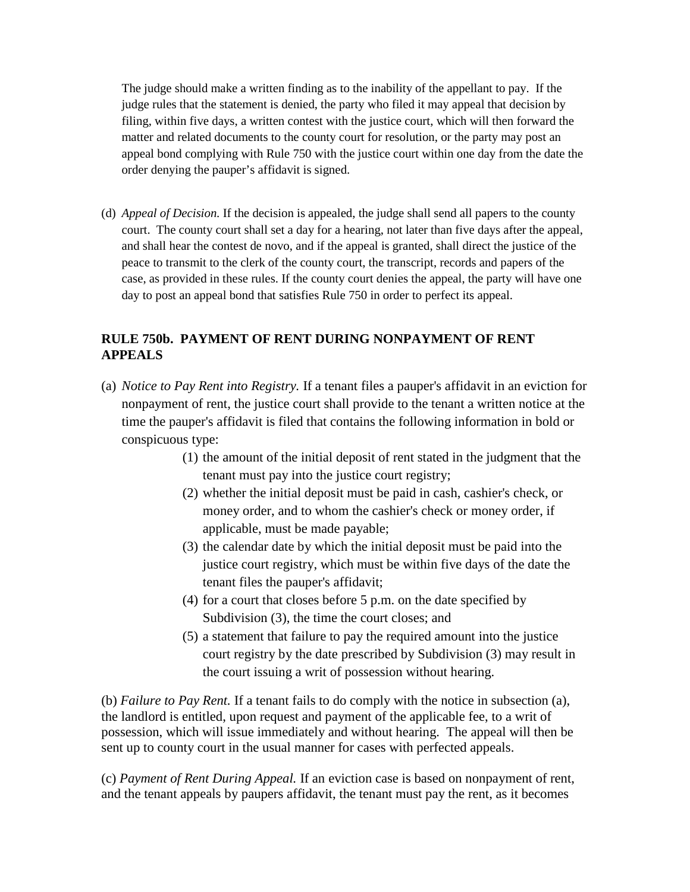The judge should make a written finding as to the inability of the appellant to pay. If the judge rules that the statement is denied, the party who filed it may appeal that decision by filing, within five days, a written contest with the justice court, which will then forward the matter and related documents to the county court for resolution, or the party may post an appeal bond complying with Rule 750 with the justice court within one day from the date the order denying the pauper's affidavit is signed.

(d) *Appeal of Decision.* If the decision is appealed, the judge shall send all papers to the county court. The county court shall set a day for a hearing, not later than five days after the appeal, and shall hear the contest de novo, and if the appeal is granted, shall direct the justice of the peace to transmit to the clerk of the county court, the transcript, records and papers of the case, as provided in these rules. If the county court denies the appeal, the party will have one day to post an appeal bond that satisfies Rule 750 in order to perfect its appeal.

## RULE 750b. PAYMENT OF RENT DURING NONPAYMENT OF RENT APPEALS

(a) *Notice to Pay Rent into Registry.* If a tenant files a pauper's affidavit in an eviction for nonpayment of rent, the justice court shall provide to the tenant a written notice at the time the pauper's affidavit is filed that contains the following information in bold or conspicuous type:

(1) the amount of the initial deposit of rent stated in the judgment that the tenant must pay into the justice court registry;

(2) whether the initial deposit must be paid in cash, cashier's check, or money order, and to whom the cashier's check or money order, if applicable, must be made payable;

(3) the calendar date by which the initial deposit must be paid into the justice court registry, which must be within five days of the date the tenant files the pauper's affidavit;

(4) for a court that closes before 5 p.m. on the date specified by Subdivision (3), the time the court closes; and

(5) a statement that failure to pay the required amount into the justice court registry by the date prescribed by Subdivision (3) may result in the court issuing a writ of possession without hearing.

(b) *Failure to Pay Rent.* If a tenant fails to do comply with the notice in subsection (a), the landlord is entitled, upon request and payment of the applicable fee, to a writ of possession, which will issue immediately and without hearing. The appeal will then be sent up to county court in the usual manner for cases with perfected appeals.

(c) *Payment of Rent During Appeal.* If an eviction case is based on nonpayment of rent, and the tenant appeals by paupers affidavit, the tenant must pay the rent, as it becomes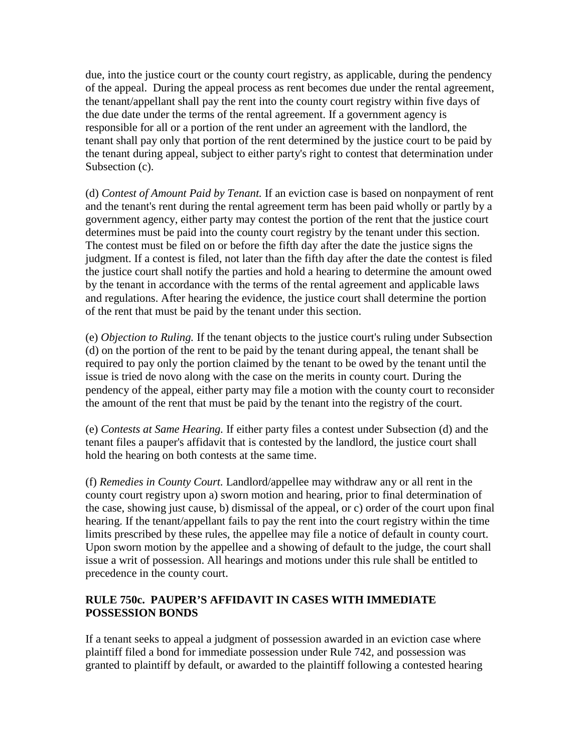due, into the justice court or the county court registry, as applicable, during the pendency of the appeal. During the appeal process as rent becomes due under the rental agreement, the tenant/appellant shall pay the rent into the county court registry within five days of the due date under the terms of the rental agreement. If a government agency is responsible for all or a portion of the rent under an agreement with the landlord, the tenant shall pay only that portion of the rent determined by the justice court to be paid by the tenant during appeal, subject to either party's right to contest that determination under Subsection (c).

(d) *Contest of Amount Paid by Tenant.* If an eviction case is based on nonpayment of rent and the tenant's rent during the rental agreement term has been paid wholly or partly by a government agency, either party may contest the portion of the rent that the justice court determines must be paid into the county court registry by the tenant under this section. The contest must be filed on or before the fifth day after the date the justice signs the judgment. If a contest is filed, not later than the fifth day after the date the contest is filed the justice court shall notify the parties and hold a hearing to determine the amount owed by the tenant in accordance with the terms of the rental agreement and applicable laws and regulations. After hearing the evidence, the justice court shall determine the portion of the rent that must be paid by the tenant under this section.

(e) *Objection to Ruling.* If the tenant objects to the justice court's ruling under Subsection (d) on the portion of the rent to be paid by the tenant during appeal, the tenant shall be required to pay only the portion claimed by the tenant to be owed by the tenant until the issue is tried de novo along with the case on the merits in county court. During the pendency of the appeal, either party may file a motion with the county court to reconsider the amount of the rent that must be paid by the tenant into the registry of the court.

(e) *Contests at Same Hearing.* If either party files a contest under Subsection (d) and the tenant files a pauper's affidavit that is contested by the landlord, the justice court shall hold the hearing on both contests at the same time.

(f) *Remedies in County Court.* Landlord/appellee may withdraw any or all rent in the county court registry upon a) sworn motion and hearing, prior to final determination of the case, showing just cause, b) dismissal of the appeal, or c) order of the court upon final hearing. If the tenant/appellant fails to pay the rent into the court registry within the time limits prescribed by these rules, the appellee may file a notice of default in county court. Upon sworn motion by the appellee and a showing of default to the judge, the court shall issue a writ of possession. All hearings and motions under this rule shall be entitled to precedence in the county court.

**RULE 750c. PAUPER'S AFFIDAVIT IN CASES WITH IMMEDIATE POSSESSION BONDS**

If a tenant seeks to appeal a judgment of possession awarded in an eviction case where plaintiff filed a bond for immediate possession under Rule 742, and possession was granted to plaintiff by default, or awarded to the plaintiff following a contested hearing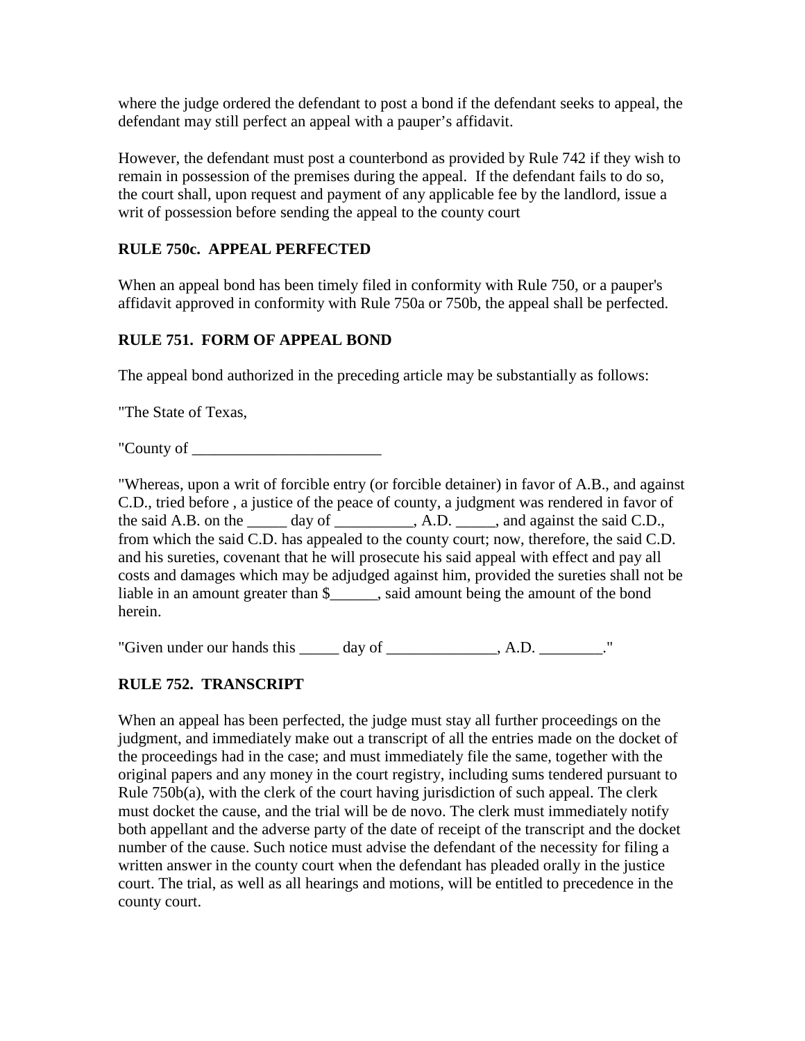where the judge ordered the defendant to post a bond if the defendant seeks to appeal, the defendant may still perfect an appeal with a pauper's affidavit.

However, the defendant must post a counterbond as provided by Rule 742 if they wish to remain in possession of the premises during the appeal. If the defendant fails to do so, the court shall, upon request and payment of any applicable fee by the landlord, issue a writ of possession before sending the appeal to the county court

**RULE 750c. APPEAL PERFECTED**

When an appeal bond has been timely filed in conformity with Rule 750, or a pauper's affidavit approved in conformity with Rule 750a or 750b, the appeal shall be perfected.

**RULE 751. FORM OF APPEAL BOND**

The appeal bond authorized in the preceding article may be substantially as follows:

"The State of Texas,

"County of ________________________

"Whereas, upon a writ of forcible entry (or forcible detainer) in favor of A.B., and against C.D., tried before , a justice of the peace of county, a judgment was rendered in favor of the said A.B. on the _____ day of __________, A.D. _____, and against the said C.D., from which the said C.D. has appealed to the county court; now, therefore, the said C.D. and his sureties, covenant that he will prosecute his said appeal with effect and pay all costs and damages which may be adjudged against him, provided the sureties shall not be liable in an amount greater than $______, said amount being the amount of the bond herein.

"Given under our hands this _____ day of ______________, A.D. ________."

**RULE 752. TRANSCRIPT**

When an appeal has been perfected, the judge must stay all further proceedings on the judgment, and immediately make out a transcript of all the entries made on the docket of the proceedings had in the case; and must immediately file the same, together with the original papers and any money in the court registry, including sums tendered pursuant to Rule 750b(a), with the clerk of the court having jurisdiction of such appeal. The clerk must docket the cause, and the trial will be de novo. The clerk must immediately notify both appellant and the adverse party of the date of receipt of the transcript and the docket number of the cause. Such notice must advise the defendant of the necessity for filing a written answer in the county court when the defendant has pleaded orally in the justice court. The trial, as well as all hearings and motions, will be entitled to precedence in the county court.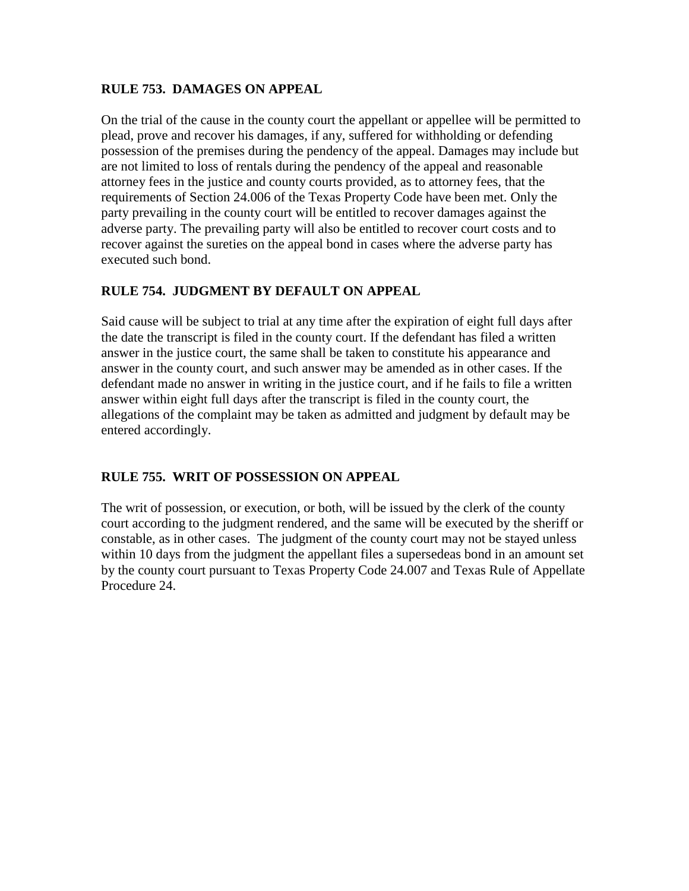**RULE 753. DAMAGES ON APPEAL**

On the trial of the cause in the county court the appellant or appellee will be permitted to plead, prove and recover his damages, if any, suffered for withholding or defending possession of the premises during the pendency of the appeal. Damages may include but are not limited to loss of rentals during the pendency of the appeal and reasonable attorney fees in the justice and county courts provided, as to attorney fees, that the requirements of Section 24.006 of the Texas Property Code have been met. Only the party prevailing in the county court will be entitled to recover damages against the adverse party. The prevailing party will also be entitled to recover court costs and to recover against the sureties on the appeal bond in cases where the adverse party has executed such bond.

**RULE 754. JUDGMENT BY DEFAULT ON APPEAL**

Said cause will be subject to trial at any time after the expiration of eight full days after the date the transcript is filed in the county court. If the defendant has filed a written answer in the justice court, the same shall be taken to constitute his appearance and answer in the county court, and such answer may be amended as in other cases. If the defendant made no answer in writing in the justice court, and if he fails to file a written answer within eight full days after the transcript is filed in the county court, the allegations of the complaint may be taken as admitted and judgment by default may be entered accordingly.

**RULE 755. WRIT OF POSSESSION ON APPEAL**

The writ of possession, or execution, or both, will be issued by the clerk of the county court according to the judgment rendered, and the same will be executed by the sheriff or constable, as in other cases. The judgment of the county court may not be stayed unless within 10 days from the judgment the appellant files a supersedeas bond in an amount set by the county court pursuant to Texas Property Code 24.007 and Texas Rule of Appellate Procedure 24.